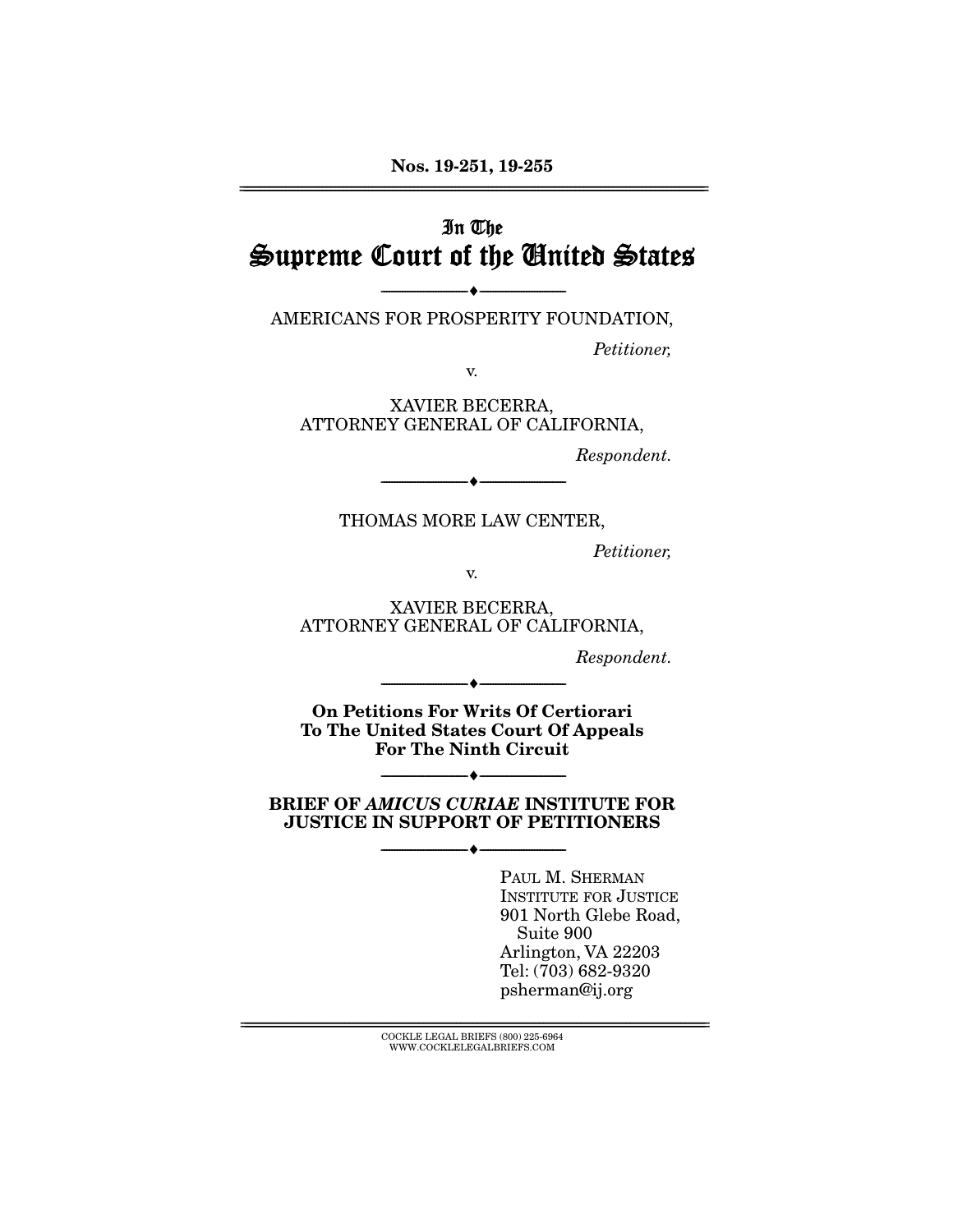Nos. 19-251, 19-255

---

In The

# Supreme Court of the United States

---

AMERICANS FOR PROSPERITY FOUNDATION,

*Petitioner,*

v.

XAVIER BECERRA,
ATTORNEY GENERAL OF CALIFORNIA,

*Respondent.*

---

THOMAS MORE LAW CENTER,

*Petitioner,*

v.

XAVIER BECERRA,
ATTORNEY GENERAL OF CALIFORNIA,

*Respondent.*

---

**On Petitions For Writs Of Certiorari To The United States Court Of Appeals For The Ninth Circuit**

---

**BRIEF OF *AMICUS CURIAE* INSTITUTE FOR JUSTICE IN SUPPORT OF PETITIONERS**

---

PAUL M. SHERMAN
INSTITUTE FOR JUSTICE
901 North Glebe Road,
Suite 900
Arlington, VA 22203
Tel: (703) 682-9320
psherman@ij.org

---

COCKLE LEGAL BRIEFS (800) 225-6964
WWW.COCKLELEGALBRIEFS.COM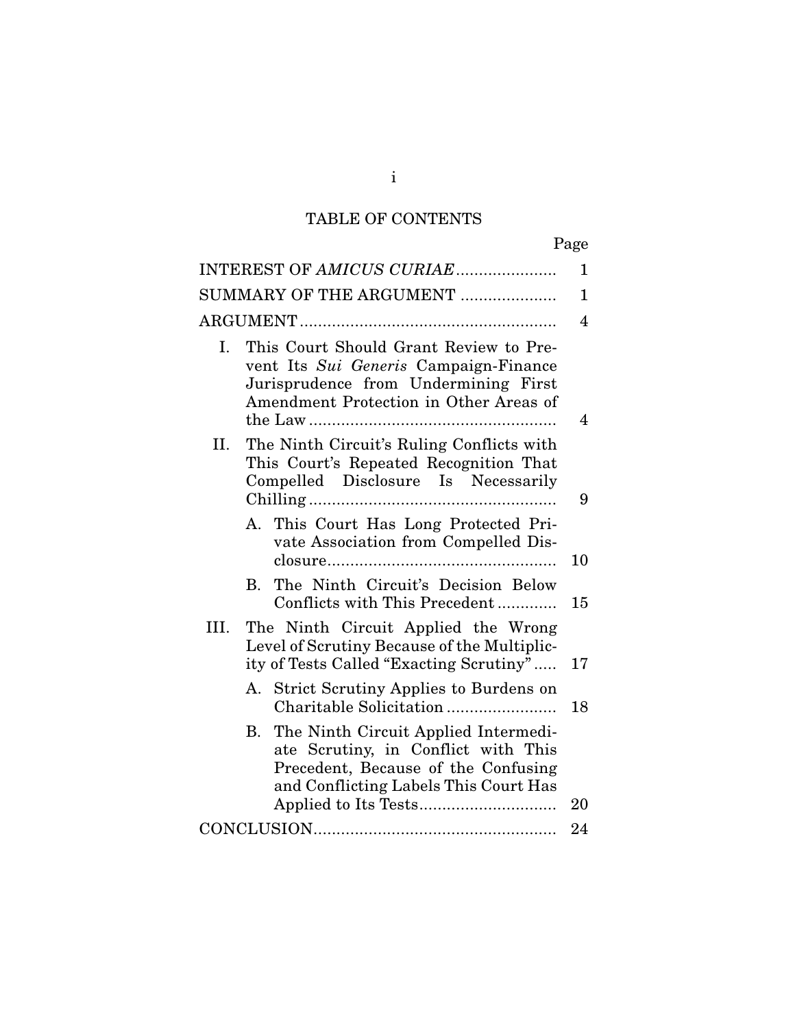# TABLE OF CONTENTS

| | Page |
|---|---|
| INTEREST OF *AMICUS CURIAE* | 1 |
| SUMMARY OF THE ARGUMENT | 1 |
| ARGUMENT | 4 |
| I. This Court Should Grant Review to Prevent Its *Sui Generis* Campaign-Finance Jurisprudence from Undermining First Amendment Protection in Other Areas of the Law | 4 |
| II. The Ninth Circuit's Ruling Conflicts with This Court's Repeated Recognition That Compelled Disclosure Is Necessarily Chilling | 9 |
| A. This Court Has Long Protected Private Association from Compelled Disclosure | 10 |
| B. The Ninth Circuit's Decision Below Conflicts with This Precedent | 15 |
| III. The Ninth Circuit Applied the Wrong Level of Scrutiny Because of the Multiplicity of Tests Called "Exacting Scrutiny" | 17 |
| A. Strict Scrutiny Applies to Burdens on Charitable Solicitation | 18 |
| B. The Ninth Circuit Applied Intermediate Scrutiny, in Conflict with This Precedent, Because of the Confusing and Conflicting Labels This Court Has Applied to Its Tests | 20 |
| CONCLUSION | 24 |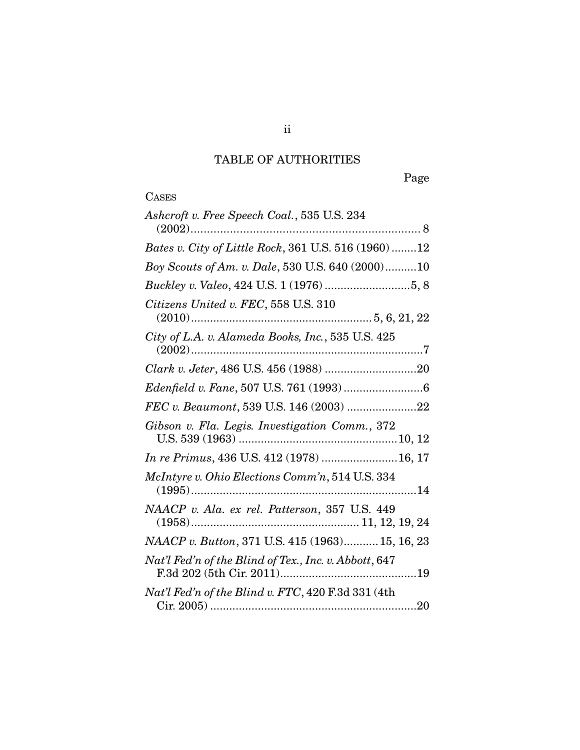## TABLE OF AUTHORITIES

Page

CASES

*Ashcroft v. Free Speech Coal.*, 535 U.S. 234 (2002) .......... 8

*Bates v. City of Little Rock*, 361 U.S. 516 (1960) .......... 12

*Boy Scouts of Am. v. Dale*, 530 U.S. 640 (2000) .......... 10

*Buckley v. Valeo*, 424 U.S. 1 (1976) .......... 5, 8

*Citizens United v. FEC*, 558 U.S. 310 (2010) .......... 5, 6, 21, 22

*City of L.A. v. Alameda Books, Inc.*, 535 U.S. 425 (2002) .......... 7

*Clark v. Jeter*, 486 U.S. 456 (1988) .......... 20

*Edenfield v. Fane*, 507 U.S. 761 (1993) .......... 6

*FEC v. Beaumont*, 539 U.S. 146 (2003) .......... 22

*Gibson v. Fla. Legis. Investigation Comm.*, 372 U.S. 539 (1963) .......... 10, 12

*In re Primus*, 436 U.S. 412 (1978) .......... 16, 17

*McIntyre v. Ohio Elections Comm'n*, 514 U.S. 334 (1995) .......... 14

*NAACP v. Ala. ex rel. Patterson*, 357 U.S. 449 (1958) .......... 11, 12, 19, 24

*NAACP v. Button*, 371 U.S. 415 (1963) .......... 15, 16, 23

*Nat'l Fed'n of the Blind of Tex., Inc. v. Abbott*, 647 F.3d 202 (5th Cir. 2011) .......... 19

*Nat'l Fed'n of the Blind v. FTC*, 420 F.3d 331 (4th Cir. 2005) .......... 20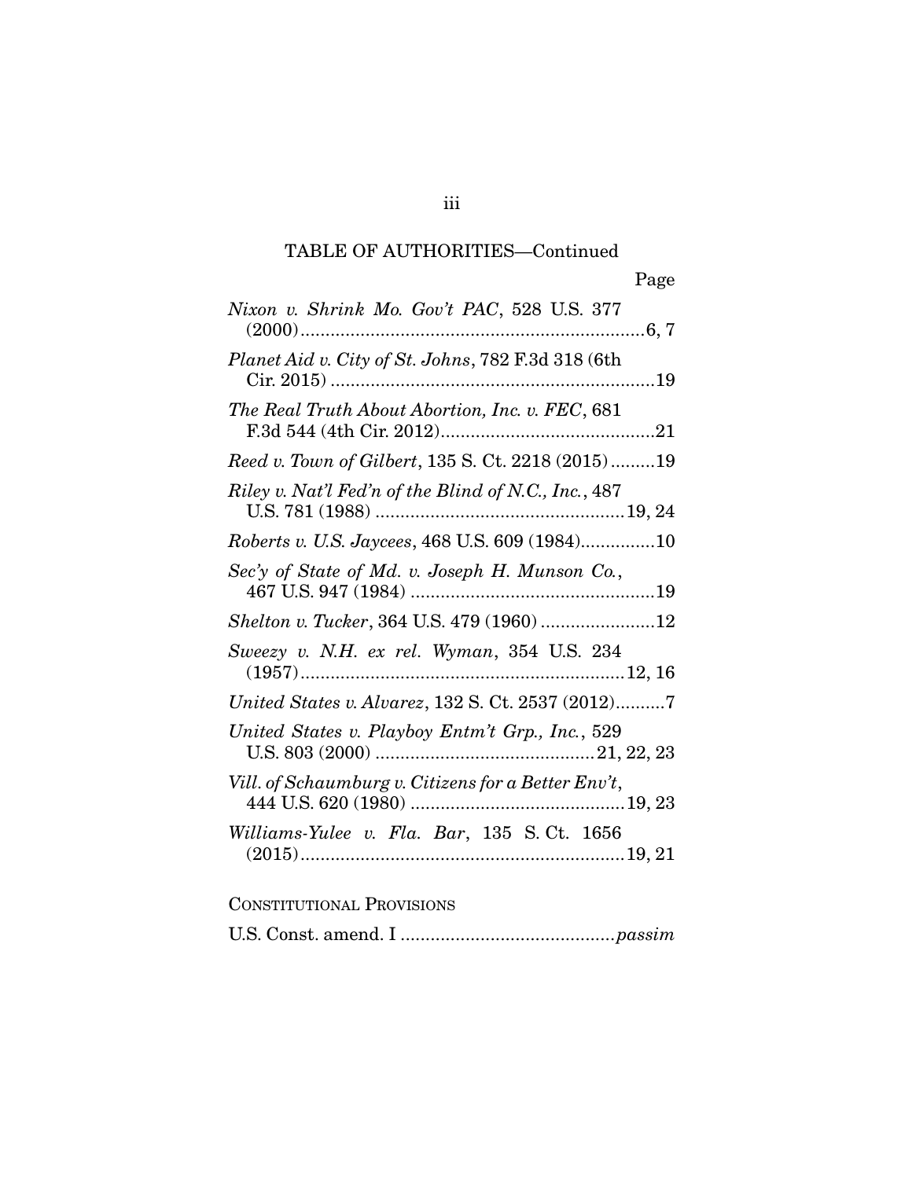## TABLE OF AUTHORITIES—Continued

| | Page |
|---|---|
| *Nixon v. Shrink Mo. Gov't PAC*, 528 U.S. 377 (2000) | 6, 7 |
| *Planet Aid v. City of St. Johns*, 782 F.3d 318 (6th Cir. 2015) | 19 |
| *The Real Truth About Abortion, Inc. v. FEC*, 681 F.3d 544 (4th Cir. 2012) | 21 |
| *Reed v. Town of Gilbert*, 135 S. Ct. 2218 (2015) | 19 |
| *Riley v. Nat'l Fed'n of the Blind of N.C., Inc.*, 487 U.S. 781 (1988) | 19, 24 |
| *Roberts v. U.S. Jaycees*, 468 U.S. 609 (1984) | 10 |
| *Sec'y of State of Md. v. Joseph H. Munson Co.*, 467 U.S. 947 (1984) | 19 |
| *Shelton v. Tucker*, 364 U.S. 479 (1960) | 12 |
| *Sweezy v. N.H. ex rel. Wyman*, 354 U.S. 234 (1957) | 12, 16 |
| *United States v. Alvarez*, 132 S. Ct. 2537 (2012) | 7 |
| *United States v. Playboy Entm't Grp., Inc.*, 529 U.S. 803 (2000) | 21, 22, 23 |
| *Vill. of Schaumburg v. Citizens for a Better Env't*, 444 U.S. 620 (1980) | 19, 23 |
| *Williams-Yulee v. Fla. Bar*, 135 S. Ct. 1656 (2015) | 19, 21 |

CONSTITUTIONAL PROVISIONS

| | |
|---|---|
| U.S. Const. amend. I | *passim* |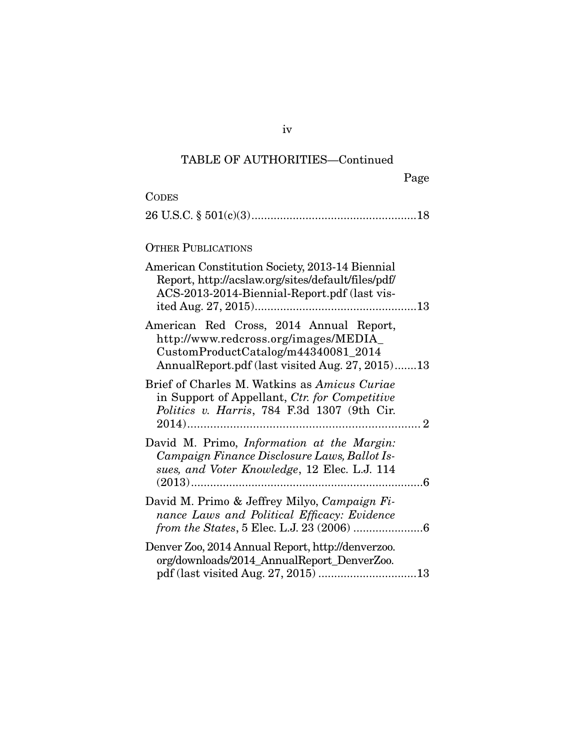TABLE OF AUTHORITIES—Continued

Page

CODES

26 U.S.C. § 501(c)(3) ....................................................18

OTHER PUBLICATIONS

American Constitution Society, 2013-14 Biennial Report, http://acslaw.org/sites/default/files/pdf/ACS-2013-2014-Biennial-Report.pdf (last visited Aug. 27, 2015) ....................................................13

American Red Cross, 2014 Annual Report, http://www.redcross.org/images/MEDIA_CustomProductCatalog/m44340081_2014AnnualReport.pdf (last visited Aug. 27, 2015) .......13

Brief of Charles M. Watkins as *Amicus Curiae* in Support of Appellant, *Ctr. for Competitive Politics v. Harris*, 784 F.3d 1307 (9th Cir. 2014) ........................................................................ 2

David M. Primo, *Information at the Margin: Campaign Finance Disclosure Laws, Ballot Issues, and Voter Knowledge*, 12 Elec. L.J. 114 (2013) .........................................................................6

David M. Primo & Jeffrey Milyo, *Campaign Finance Laws and Political Efficacy: Evidence from the States*, 5 Elec. L.J. 23 (2006) ......................6

Denver Zoo, 2014 Annual Report, http://denverzoo.org/downloads/2014_AnnualReport_DenverZoo.pdf (last visited Aug. 27, 2015) ...............................13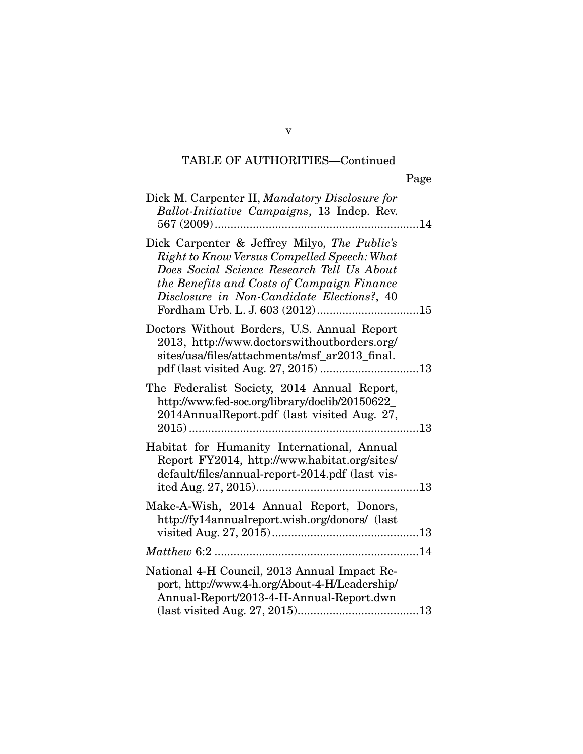TABLE OF AUTHORITIES—Continued

Page

Dick M. Carpenter II, *Mandatory Disclosure for Ballot-Initiative Campaigns*, 13 Indep. Rev. 567 (2009) ................................................................14

Dick Carpenter & Jeffrey Milyo, *The Public's Right to Know Versus Compelled Speech: What Does Social Science Research Tell Us About the Benefits and Costs of Campaign Finance Disclosure in Non-Candidate Elections?*, 40 Fordham Urb. L. J. 603 (2012)................................15

Doctors Without Borders, U.S. Annual Report 2013, http://www.doctorswithoutborders.org/sites/usa/files/attachments/msf_ar2013_final.pdf (last visited Aug. 27, 2015) ...............................13

The Federalist Society, 2014 Annual Report, http://www.fed-soc.org/library/doclib/20150622_2014AnnualReport.pdf (last visited Aug. 27, 2015) ........................................................................13

Habitat for Humanity International, Annual Report FY2014, http://www.habitat.org/sites/default/files/annual-report-2014.pdf (last visited Aug. 27, 2015)...................................................13

Make-A-Wish, 2014 Annual Report, Donors, http://fy14annualreport.wish.org/donors/ (last visited Aug. 27, 2015)..............................................13

*Matthew* 6:2 ................................................................14

National 4-H Council, 2013 Annual Impact Report, http://www.4-h.org/About-4-H/Leadership/Annual-Report/2013-4-H-Annual-Report.dwn (last visited Aug. 27, 2015)......................................13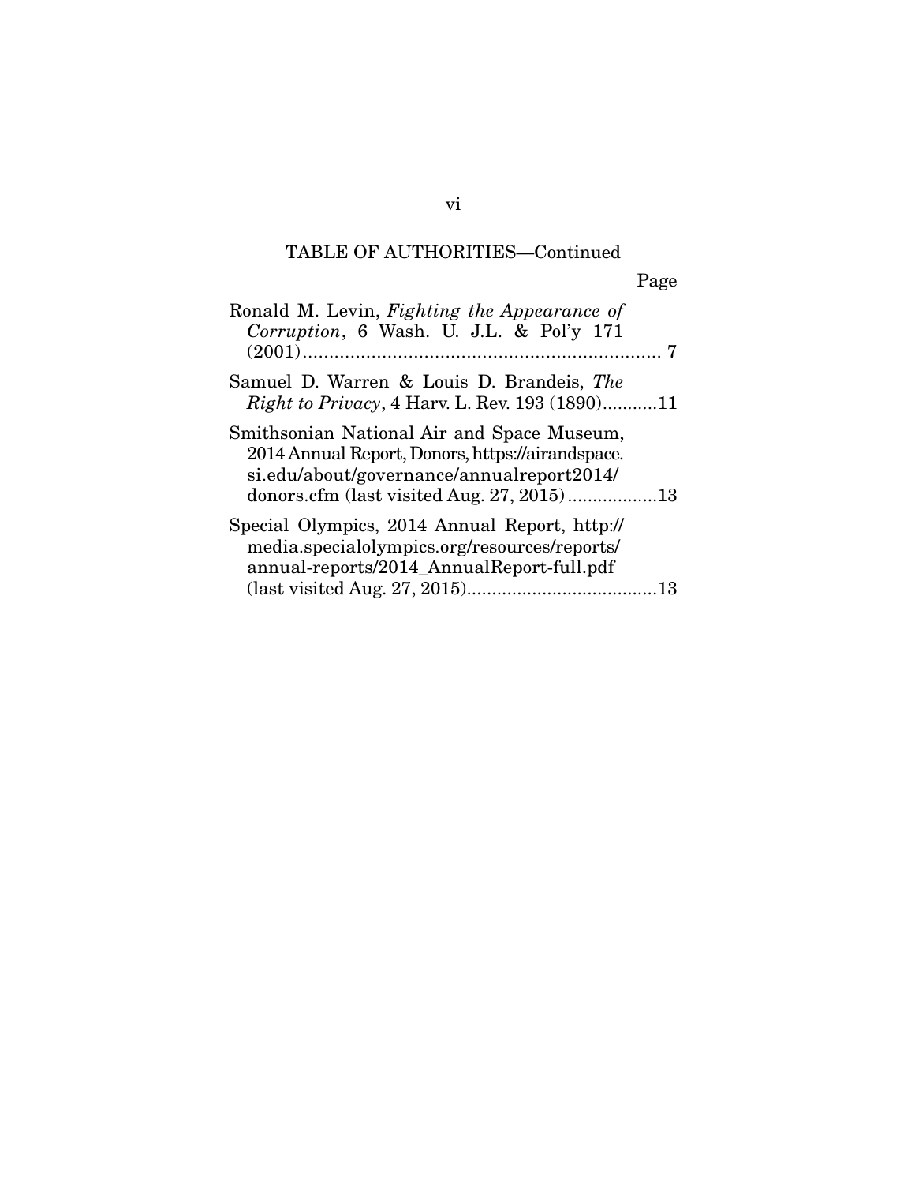TABLE OF AUTHORITIES—Continued

Page

Ronald M. Levin, *Fighting the Appearance of Corruption*, 6 Wash. U. J.L. & Pol'y 171 (2001).................................................................... 7

Samuel D. Warren & Louis D. Brandeis, *The Right to Privacy*, 4 Harv. L. Rev. 193 (1890)...........11

Smithsonian National Air and Space Museum, 2014 Annual Report, Donors, https://airandspace.si.edu/about/governance/annualreport2014/donors.cfm (last visited Aug. 27, 2015)..................13

Special Olympics, 2014 Annual Report, http://media.specialolympics.org/resources/reports/annual-reports/2014_AnnualReport-full.pdf (last visited Aug. 27, 2015)......................................13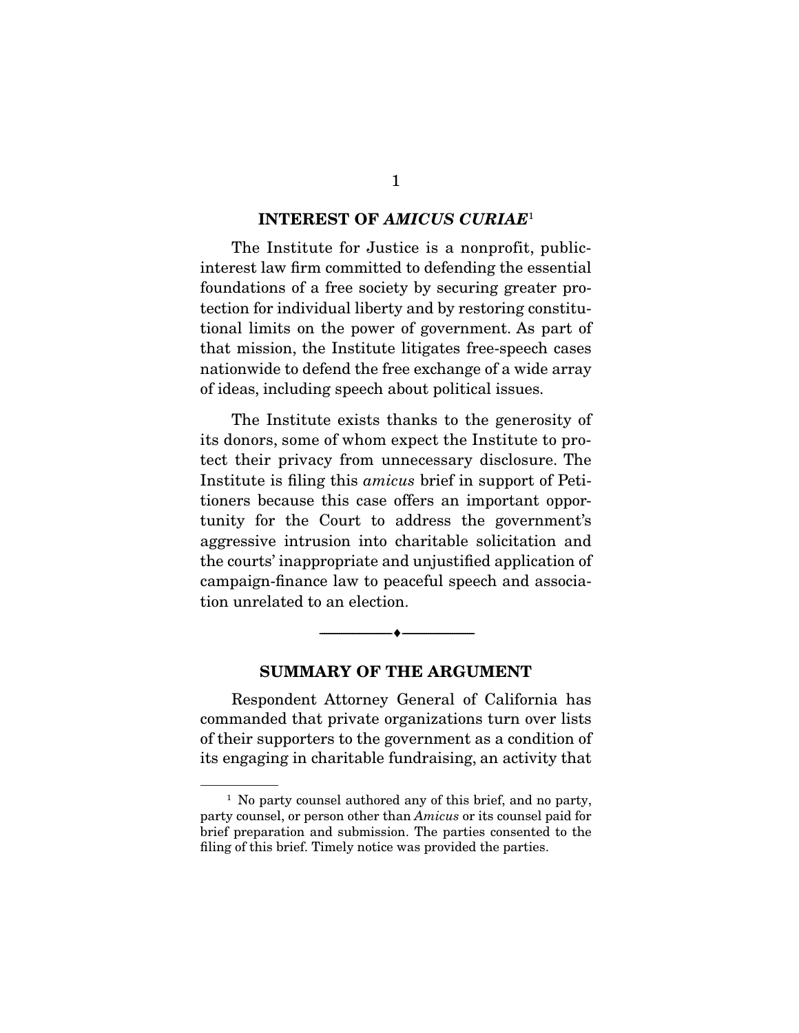## INTEREST OF *AMICUS CURIAE*[1]

The Institute for Justice is a nonprofit, public-interest law firm committed to defending the essential foundations of a free society by securing greater protection for individual liberty and by restoring constitutional limits on the power of government. As part of that mission, the Institute litigates free-speech cases nationwide to defend the free exchange of a wide array of ideas, including speech about political issues.

The Institute exists thanks to the generosity of its donors, some of whom expect the Institute to protect their privacy from unnecessary disclosure. The Institute is filing this *amicus* brief in support of Petitioners because this case offers an important opportunity for the Court to address the government's aggressive intrusion into charitable solicitation and the courts' inappropriate and unjustified application of campaign-finance law to peaceful speech and association unrelated to an election.

---

## SUMMARY OF THE ARGUMENT

Respondent Attorney General of California has commanded that private organizations turn over lists of their supporters to the government as a condition of its engaging in charitable fundraising, an activity that

[1] No party counsel authored any of this brief, and no party, party counsel, or person other than *Amicus* or its counsel paid for brief preparation and submission. The parties consented to the filing of this brief. Timely notice was provided the parties.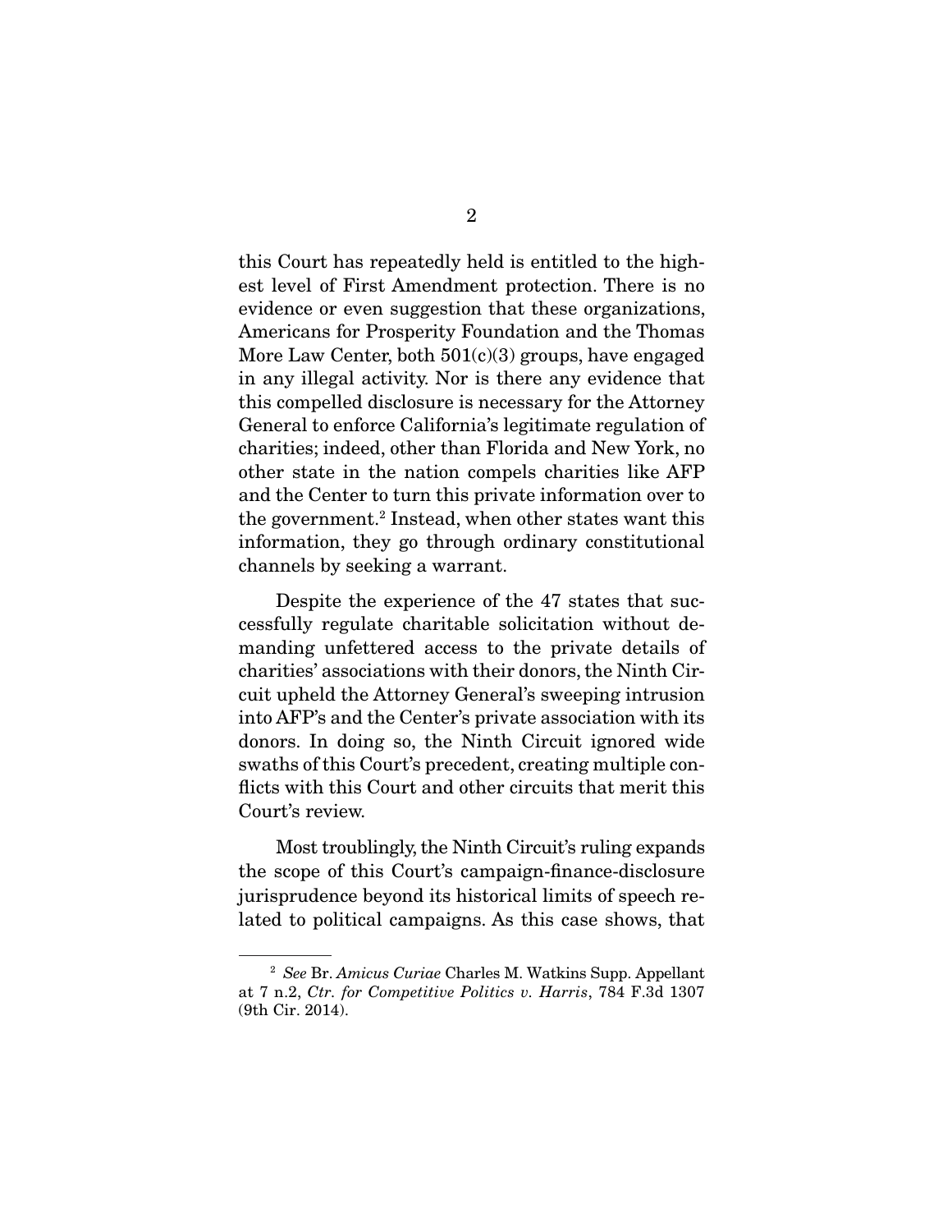this Court has repeatedly held is entitled to the highest level of First Amendment protection. There is no evidence or even suggestion that these organizations, Americans for Prosperity Foundation and the Thomas More Law Center, both 501(c)(3) groups, have engaged in any illegal activity. Nor is there any evidence that this compelled disclosure is necessary for the Attorney General to enforce California's legitimate regulation of charities; indeed, other than Florida and New York, no other state in the nation compels charities like AFP and the Center to turn this private information over to the government.[2] Instead, when other states want this information, they go through ordinary constitutional channels by seeking a warrant.

Despite the experience of the 47 states that successfully regulate charitable solicitation without demanding unfettered access to the private details of charities' associations with their donors, the Ninth Circuit upheld the Attorney General's sweeping intrusion into AFP's and the Center's private association with its donors. In doing so, the Ninth Circuit ignored wide swaths of this Court's precedent, creating multiple conflicts with this Court and other circuits that merit this Court's review.

Most troublingly, the Ninth Circuit's ruling expands the scope of this Court's campaign-finance-disclosure jurisprudence beyond its historical limits of speech related to political campaigns. As this case shows, that

---

[2] *See* Br. *Amicus Curiae* Charles M. Watkins Supp. Appellant at 7 n.2, *Ctr. for Competitive Politics v. Harris*, 784 F.3d 1307 (9th Cir. 2014).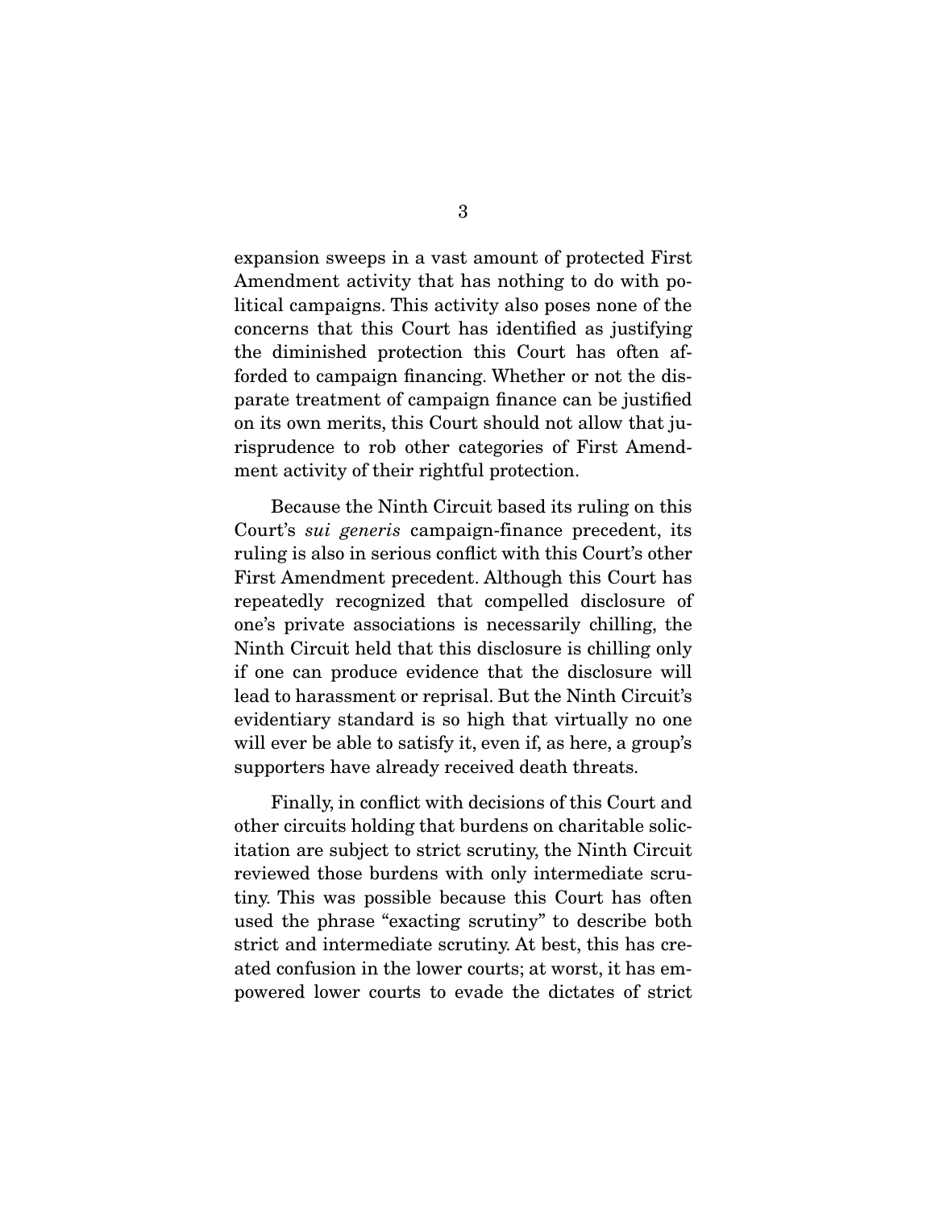expansion sweeps in a vast amount of protected First Amendment activity that has nothing to do with political campaigns. This activity also poses none of the concerns that this Court has identified as justifying the diminished protection this Court has often afforded to campaign financing. Whether or not the disparate treatment of campaign finance can be justified on its own merits, this Court should not allow that jurisprudence to rob other categories of First Amendment activity of their rightful protection.

Because the Ninth Circuit based its ruling on this Court's *sui generis* campaign-finance precedent, its ruling is also in serious conflict with this Court's other First Amendment precedent. Although this Court has repeatedly recognized that compelled disclosure of one's private associations is necessarily chilling, the Ninth Circuit held that this disclosure is chilling only if one can produce evidence that the disclosure will lead to harassment or reprisal. But the Ninth Circuit's evidentiary standard is so high that virtually no one will ever be able to satisfy it, even if, as here, a group's supporters have already received death threats.

Finally, in conflict with decisions of this Court and other circuits holding that burdens on charitable solicitation are subject to strict scrutiny, the Ninth Circuit reviewed those burdens with only intermediate scrutiny. This was possible because this Court has often used the phrase "exacting scrutiny" to describe both strict and intermediate scrutiny. At best, this has created confusion in the lower courts; at worst, it has empowered lower courts to evade the dictates of strict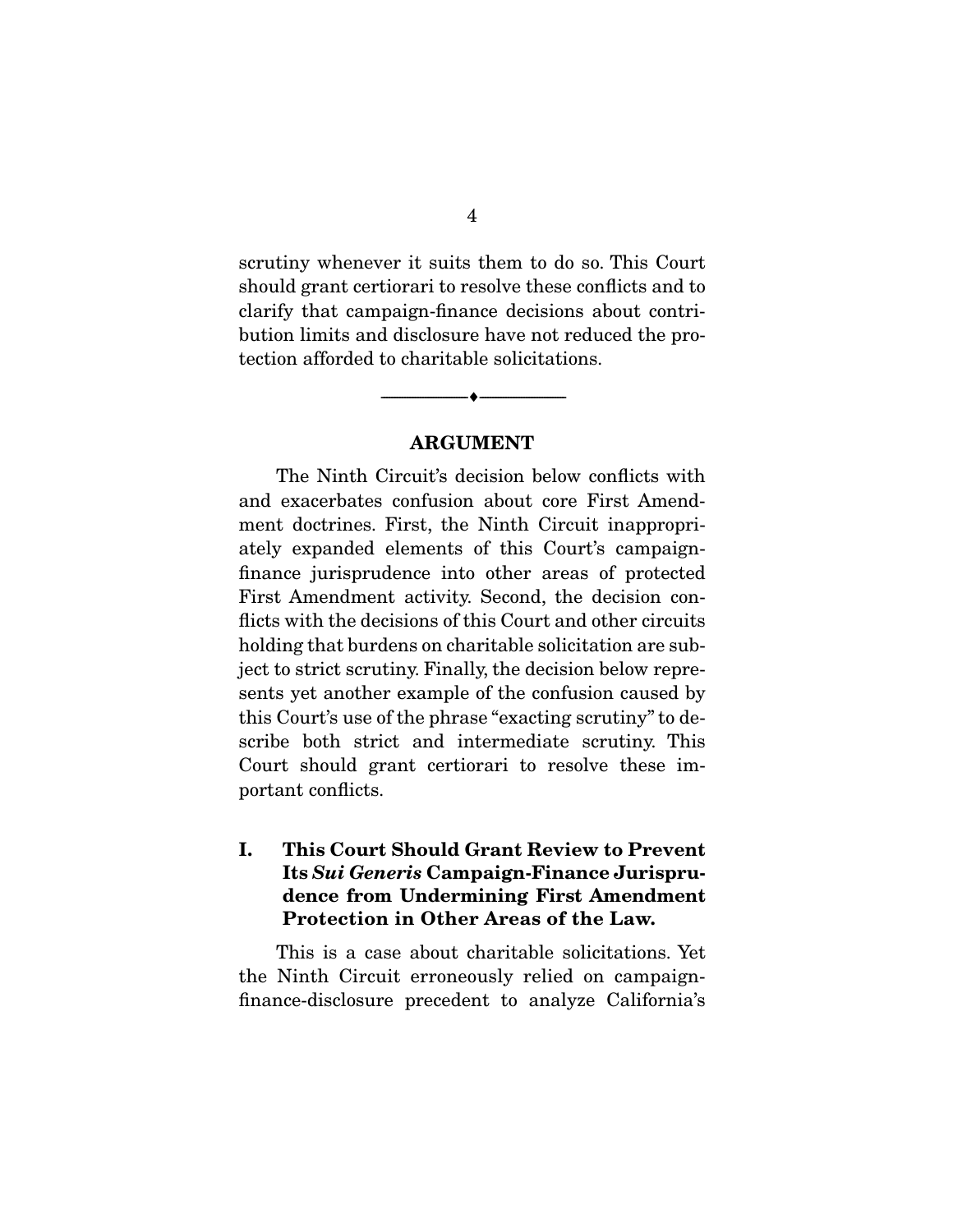scrutiny whenever it suits them to do so. This Court should grant certiorari to resolve these conflicts and to clarify that campaign-finance decisions about contribution limits and disclosure have not reduced the protection afforded to charitable solicitations.

---

## ARGUMENT

The Ninth Circuit's decision below conflicts with and exacerbates confusion about core First Amendment doctrines. First, the Ninth Circuit inappropriately expanded elements of this Court's campaign-finance jurisprudence into other areas of protected First Amendment activity. Second, the decision conflicts with the decisions of this Court and other circuits holding that burdens on charitable solicitation are subject to strict scrutiny. Finally, the decision below represents yet another example of the confusion caused by this Court's use of the phrase "exacting scrutiny" to describe both strict and intermediate scrutiny. This Court should grant certiorari to resolve these important conflicts.

### I. This Court Should Grant Review to Prevent Its *Sui Generis* Campaign-Finance Jurisprudence from Undermining First Amendment Protection in Other Areas of the Law.

This is a case about charitable solicitations. Yet the Ninth Circuit erroneously relied on campaign-finance-disclosure precedent to analyze California's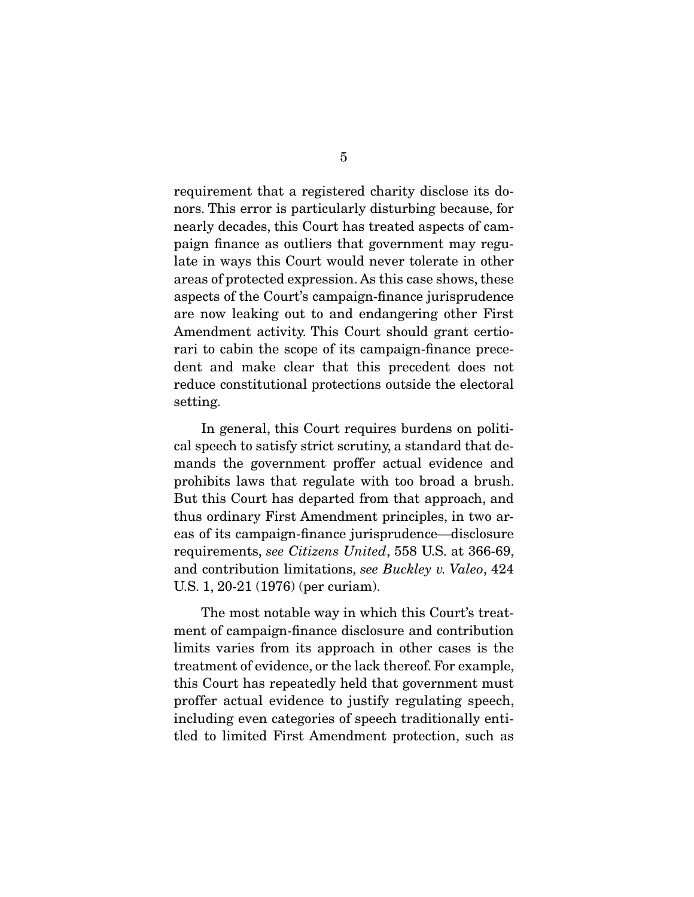requirement that a registered charity disclose its donors. This error is particularly disturbing because, for nearly decades, this Court has treated aspects of campaign finance as outliers that government may regulate in ways this Court would never tolerate in other areas of protected expression. As this case shows, these aspects of the Court's campaign-finance jurisprudence are now leaking out to and endangering other First Amendment activity. This Court should grant certiorari to cabin the scope of its campaign-finance precedent and make clear that this precedent does not reduce constitutional protections outside the electoral setting.

In general, this Court requires burdens on political speech to satisfy strict scrutiny, a standard that demands the government proffer actual evidence and prohibits laws that regulate with too broad a brush. But this Court has departed from that approach, and thus ordinary First Amendment principles, in two areas of its campaign-finance jurisprudence—disclosure requirements, *see Citizens United*, 558 U.S. at 366-69, and contribution limitations, *see Buckley v. Valeo*, 424 U.S. 1, 20-21 (1976) (per curiam).

The most notable way in which this Court's treatment of campaign-finance disclosure and contribution limits varies from its approach in other cases is the treatment of evidence, or the lack thereof. For example, this Court has repeatedly held that government must proffer actual evidence to justify regulating speech, including even categories of speech traditionally entitled to limited First Amendment protection, such as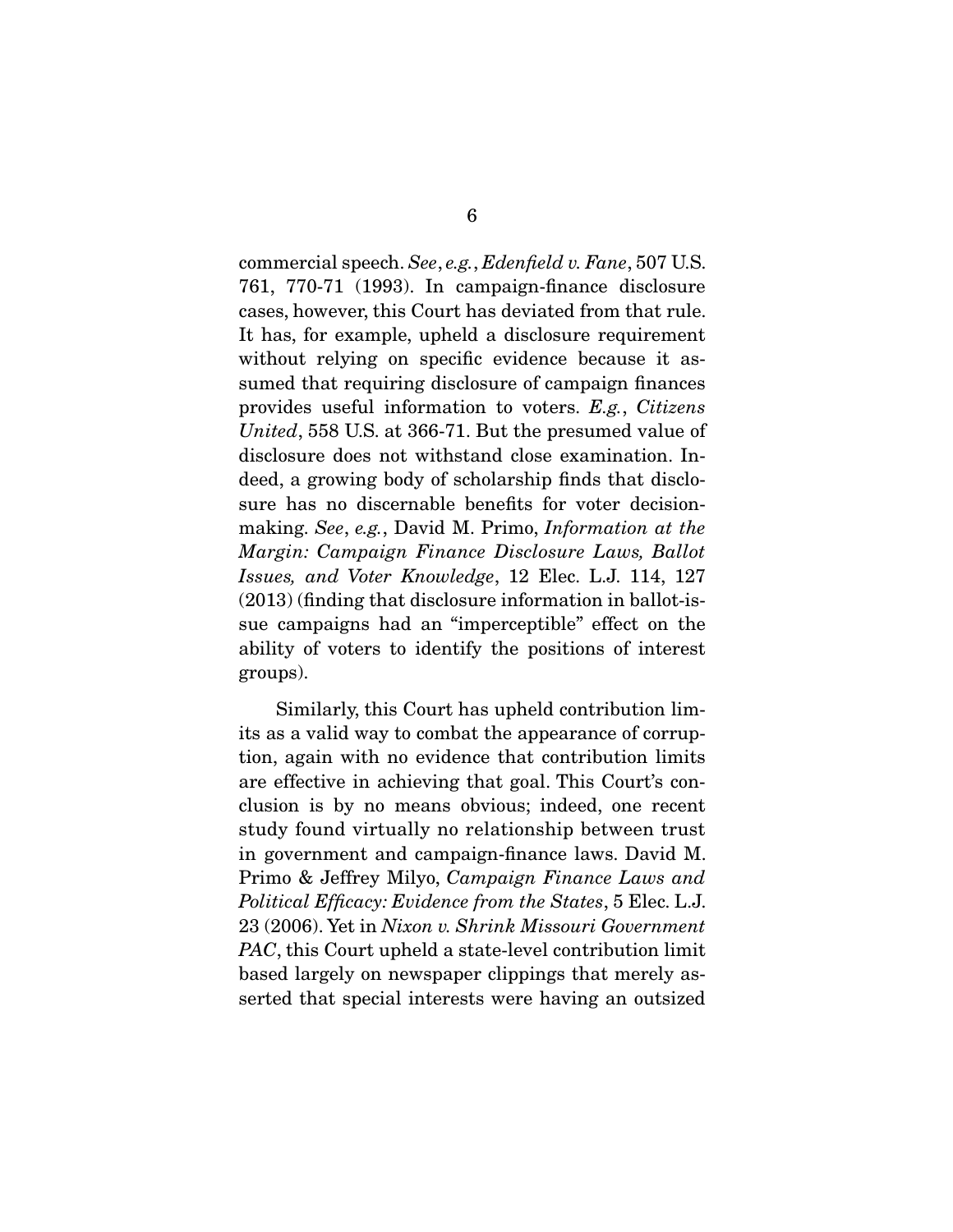commercial speech. *See*, *e.g.*, *Edenfield v. Fane*, 507 U.S. 761, 770-71 (1993). In campaign-finance disclosure cases, however, this Court has deviated from that rule. It has, for example, upheld a disclosure requirement without relying on specific evidence because it assumed that requiring disclosure of campaign finances provides useful information to voters. *E.g.*, *Citizens United*, 558 U.S. at 366-71. But the presumed value of disclosure does not withstand close examination. Indeed, a growing body of scholarship finds that disclosure has no discernable benefits for voter decision-making. *See*, *e.g.*, David M. Primo, *Information at the Margin: Campaign Finance Disclosure Laws, Ballot Issues, and Voter Knowledge*, 12 Elec. L.J. 114, 127 (2013) (finding that disclosure information in ballot-issue campaigns had an "imperceptible" effect on the ability of voters to identify the positions of interest groups).

Similarly, this Court has upheld contribution limits as a valid way to combat the appearance of corruption, again with no evidence that contribution limits are effective in achieving that goal. This Court's conclusion is by no means obvious; indeed, one recent study found virtually no relationship between trust in government and campaign-finance laws. David M. Primo & Jeffrey Milyo, *Campaign Finance Laws and Political Efficacy: Evidence from the States*, 5 Elec. L.J. 23 (2006). Yet in *Nixon v. Shrink Missouri Government PAC*, this Court upheld a state-level contribution limit based largely on newspaper clippings that merely asserted that special interests were having an outsized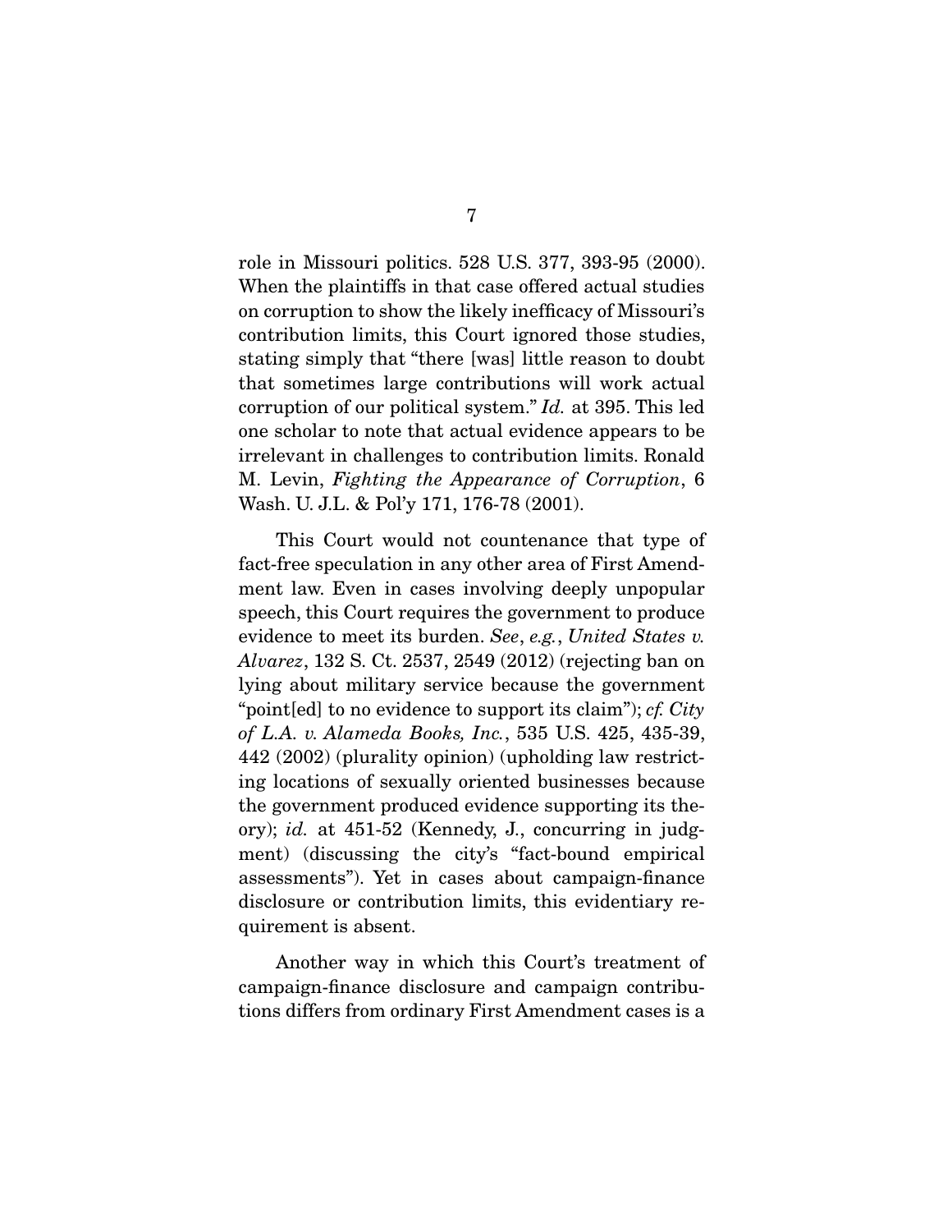role in Missouri politics. 528 U.S. 377, 393-95 (2000). When the plaintiffs in that case offered actual studies on corruption to show the likely inefficacy of Missouri's contribution limits, this Court ignored those studies, stating simply that "there [was] little reason to doubt that sometimes large contributions will work actual corruption of our political system." *Id.* at 395. This led one scholar to note that actual evidence appears to be irrelevant in challenges to contribution limits. Ronald M. Levin, *Fighting the Appearance of Corruption*, 6 Wash. U. J.L. & Pol'y 171, 176-78 (2001).

This Court would not countenance that type of fact-free speculation in any other area of First Amendment law. Even in cases involving deeply unpopular speech, this Court requires the government to produce evidence to meet its burden. *See*, *e.g.*, *United States v. Alvarez*, 132 S. Ct. 2537, 2549 (2012) (rejecting ban on lying about military service because the government "point[ed] to no evidence to support its claim"); *cf. City of L.A. v. Alameda Books, Inc.*, 535 U.S. 425, 435-39, 442 (2002) (plurality opinion) (upholding law restricting locations of sexually oriented businesses because the government produced evidence supporting its theory); *id.* at 451-52 (Kennedy, J., concurring in judgment) (discussing the city's "fact-bound empirical assessments"). Yet in cases about campaign-finance disclosure or contribution limits, this evidentiary requirement is absent.

Another way in which this Court's treatment of campaign-finance disclosure and campaign contributions differs from ordinary First Amendment cases is a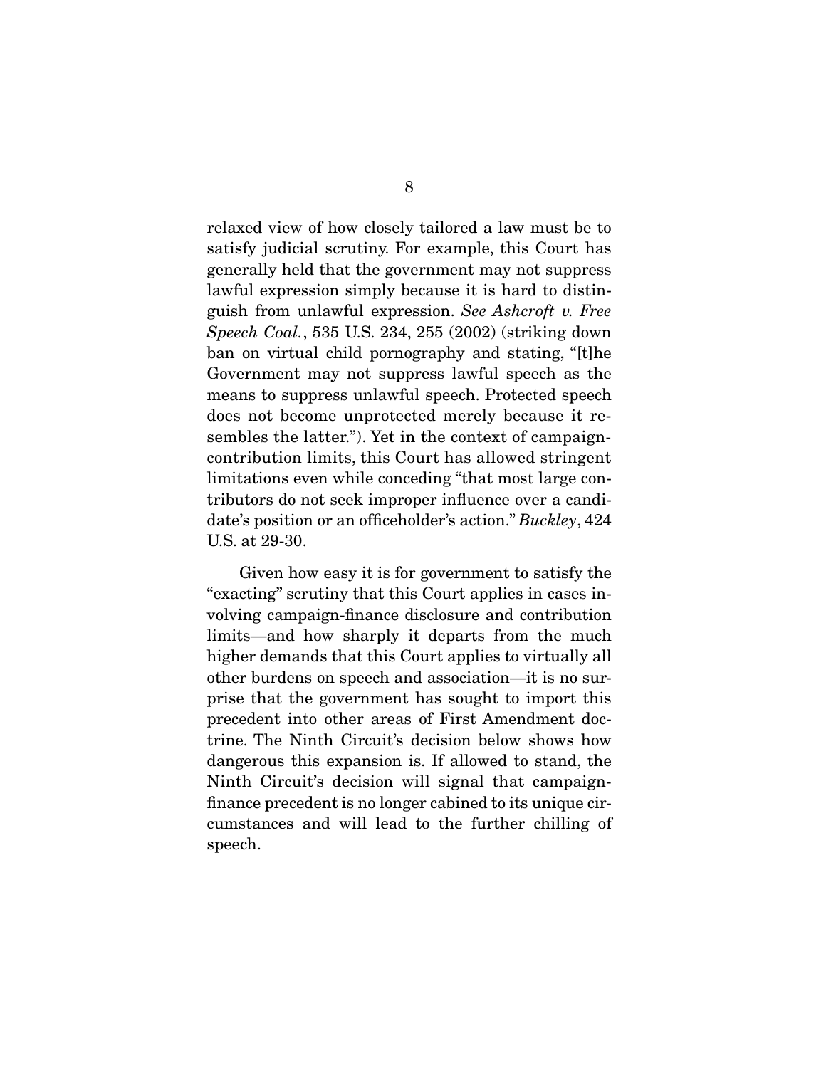relaxed view of how closely tailored a law must be to satisfy judicial scrutiny. For example, this Court has generally held that the government may not suppress lawful expression simply because it is hard to distinguish from unlawful expression. *See Ashcroft v. Free Speech Coal.*, 535 U.S. 234, 255 (2002) (striking down ban on virtual child pornography and stating, "[t]he Government may not suppress lawful speech as the means to suppress unlawful speech. Protected speech does not become unprotected merely because it resembles the latter."). Yet in the context of campaign-contribution limits, this Court has allowed stringent limitations even while conceding "that most large contributors do not seek improper influence over a candidate's position or an officeholder's action." *Buckley*, 424 U.S. at 29-30.

Given how easy it is for government to satisfy the "exacting" scrutiny that this Court applies in cases involving campaign-finance disclosure and contribution limits—and how sharply it departs from the much higher demands that this Court applies to virtually all other burdens on speech and association—it is no surprise that the government has sought to import this precedent into other areas of First Amendment doctrine. The Ninth Circuit's decision below shows how dangerous this expansion is. If allowed to stand, the Ninth Circuit's decision will signal that campaign-finance precedent is no longer cabined to its unique circumstances and will lead to the further chilling of speech.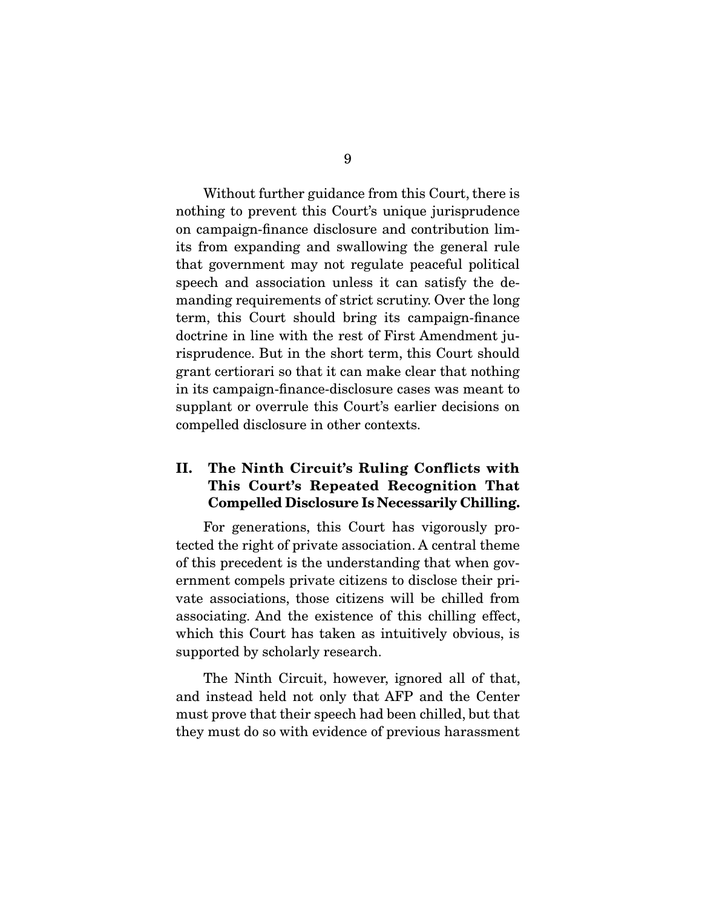Without further guidance from this Court, there is nothing to prevent this Court's unique jurisprudence on campaign-finance disclosure and contribution limits from expanding and swallowing the general rule that government may not regulate peaceful political speech and association unless it can satisfy the demanding requirements of strict scrutiny. Over the long term, this Court should bring its campaign-finance doctrine in line with the rest of First Amendment jurisprudence. But in the short term, this Court should grant certiorari so that it can make clear that nothing in its campaign-finance-disclosure cases was meant to supplant or overrule this Court's earlier decisions on compelled disclosure in other contexts.

## II. The Ninth Circuit's Ruling Conflicts with This Court's Repeated Recognition That Compelled Disclosure Is Necessarily Chilling.

For generations, this Court has vigorously protected the right of private association. A central theme of this precedent is the understanding that when government compels private citizens to disclose their private associations, those citizens will be chilled from associating. And the existence of this chilling effect, which this Court has taken as intuitively obvious, is supported by scholarly research.

The Ninth Circuit, however, ignored all of that, and instead held not only that AFP and the Center must prove that their speech had been chilled, but that they must do so with evidence of previous harassment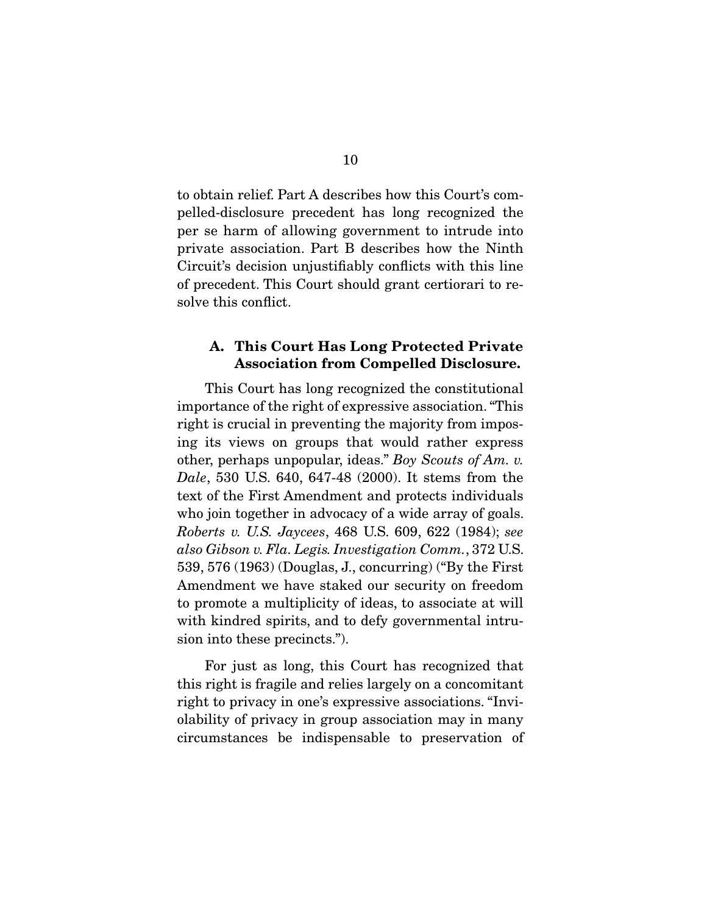to obtain relief. Part A describes how this Court's compelled-disclosure precedent has long recognized the per se harm of allowing government to intrude into private association. Part B describes how the Ninth Circuit's decision unjustifiably conflicts with this line of precedent. This Court should grant certiorari to resolve this conflict.

### A. This Court Has Long Protected Private Association from Compelled Disclosure.

This Court has long recognized the constitutional importance of the right of expressive association. "This right is crucial in preventing the majority from imposing its views on groups that would rather express other, perhaps unpopular, ideas." *Boy Scouts of Am. v. Dale*, 530 U.S. 640, 647-48 (2000). It stems from the text of the First Amendment and protects individuals who join together in advocacy of a wide array of goals. *Roberts v. U.S. Jaycees*, 468 U.S. 609, 622 (1984); *see also Gibson v. Fla. Legis. Investigation Comm.*, 372 U.S. 539, 576 (1963) (Douglas, J., concurring) ("By the First Amendment we have staked our security on freedom to promote a multiplicity of ideas, to associate at will with kindred spirits, and to defy governmental intrusion into these precincts.").

For just as long, this Court has recognized that this right is fragile and relies largely on a concomitant right to privacy in one's expressive associations. "Inviolability of privacy in group association may in many circumstances be indispensable to preservation of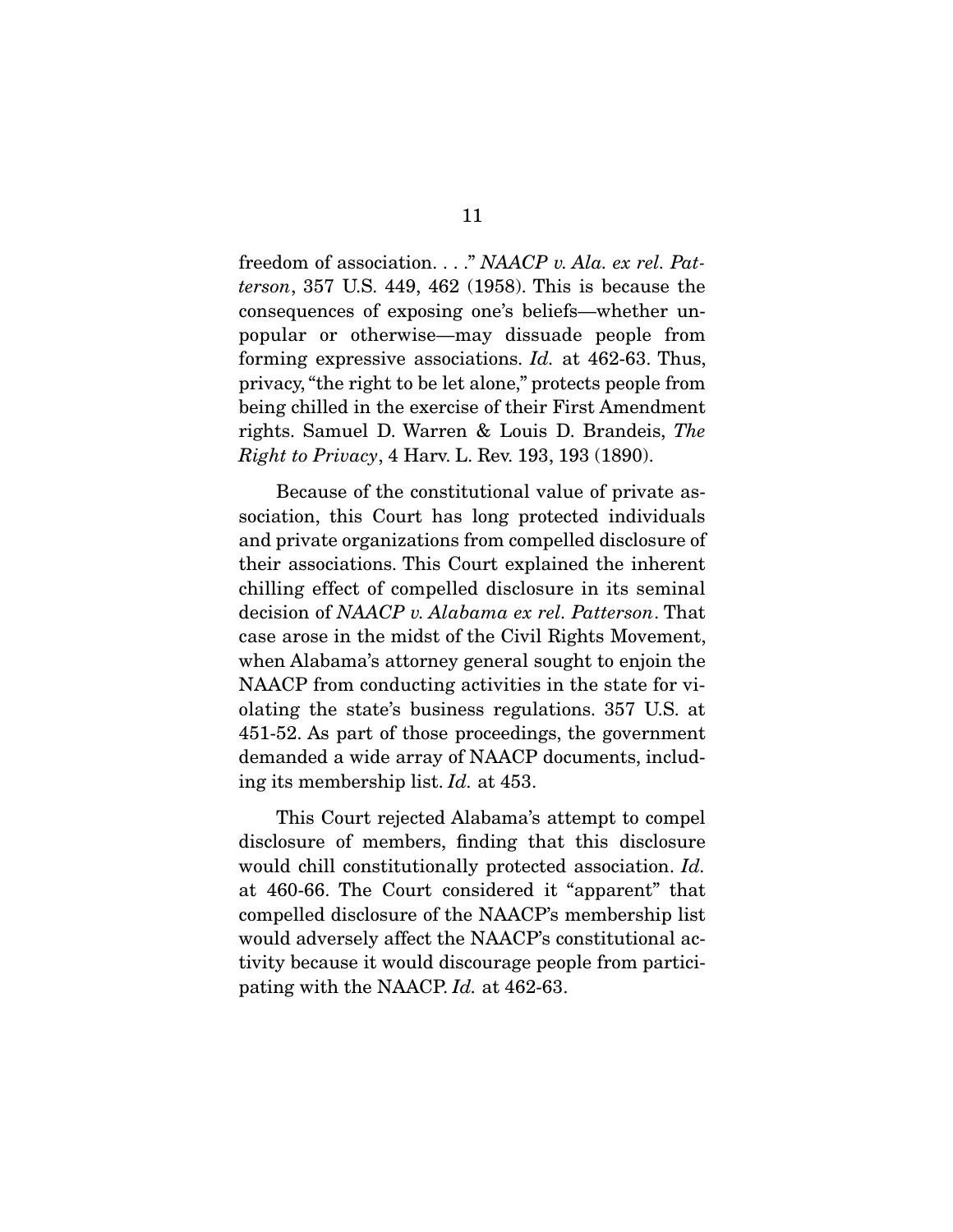freedom of association. . . ." *NAACP v. Ala. ex rel. Patterson*, 357 U.S. 449, 462 (1958). This is because the consequences of exposing one's beliefs—whether unpopular or otherwise—may dissuade people from forming expressive associations. *Id.* at 462-63. Thus, privacy, "the right to be let alone," protects people from being chilled in the exercise of their First Amendment rights. Samuel D. Warren & Louis D. Brandeis, *The Right to Privacy*, 4 Harv. L. Rev. 193, 193 (1890).

Because of the constitutional value of private association, this Court has long protected individuals and private organizations from compelled disclosure of their associations. This Court explained the inherent chilling effect of compelled disclosure in its seminal decision of *NAACP v. Alabama ex rel. Patterson*. That case arose in the midst of the Civil Rights Movement, when Alabama's attorney general sought to enjoin the NAACP from conducting activities in the state for violating the state's business regulations. 357 U.S. at 451-52. As part of those proceedings, the government demanded a wide array of NAACP documents, including its membership list. *Id.* at 453.

This Court rejected Alabama's attempt to compel disclosure of members, finding that this disclosure would chill constitutionally protected association. *Id.* at 460-66. The Court considered it "apparent" that compelled disclosure of the NAACP's membership list would adversely affect the NAACP's constitutional activity because it would discourage people from participating with the NAACP. *Id.* at 462-63.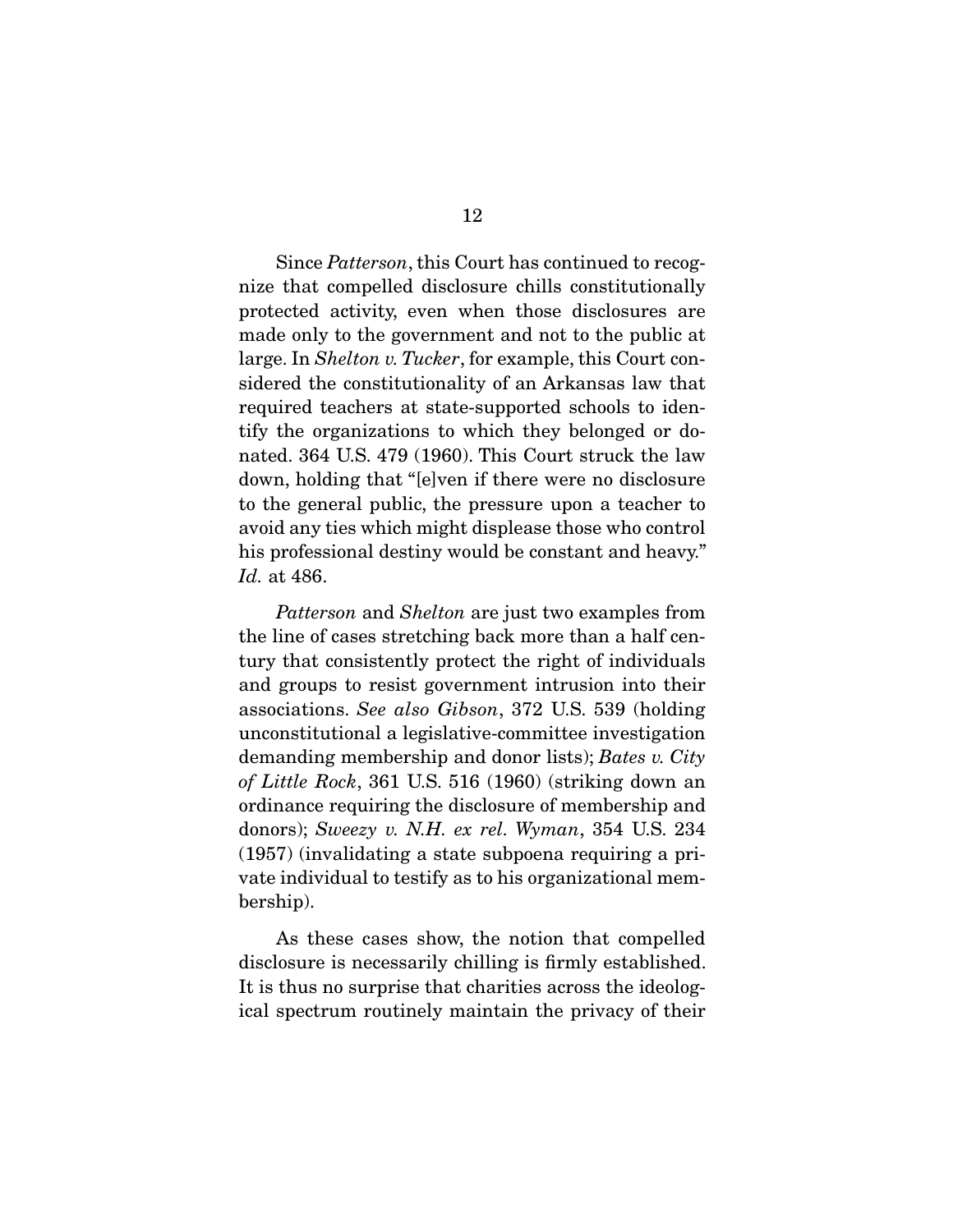Since *Patterson*, this Court has continued to recognize that compelled disclosure chills constitutionally protected activity, even when those disclosures are made only to the government and not to the public at large. In *Shelton v. Tucker*, for example, this Court considered the constitutionality of an Arkansas law that required teachers at state-supported schools to identify the organizations to which they belonged or donated. 364 U.S. 479 (1960). This Court struck the law down, holding that "[e]ven if there were no disclosure to the general public, the pressure upon a teacher to avoid any ties which might displease those who control his professional destiny would be constant and heavy." *Id.* at 486.

*Patterson* and *Shelton* are just two examples from the line of cases stretching back more than a half century that consistently protect the right of individuals and groups to resist government intrusion into their associations. *See also Gibson*, 372 U.S. 539 (holding unconstitutional a legislative-committee investigation demanding membership and donor lists); *Bates v. City of Little Rock*, 361 U.S. 516 (1960) (striking down an ordinance requiring the disclosure of membership and donors); *Sweezy v. N.H. ex rel. Wyman*, 354 U.S. 234 (1957) (invalidating a state subpoena requiring a private individual to testify as to his organizational membership).

As these cases show, the notion that compelled disclosure is necessarily chilling is firmly established. It is thus no surprise that charities across the ideological spectrum routinely maintain the privacy of their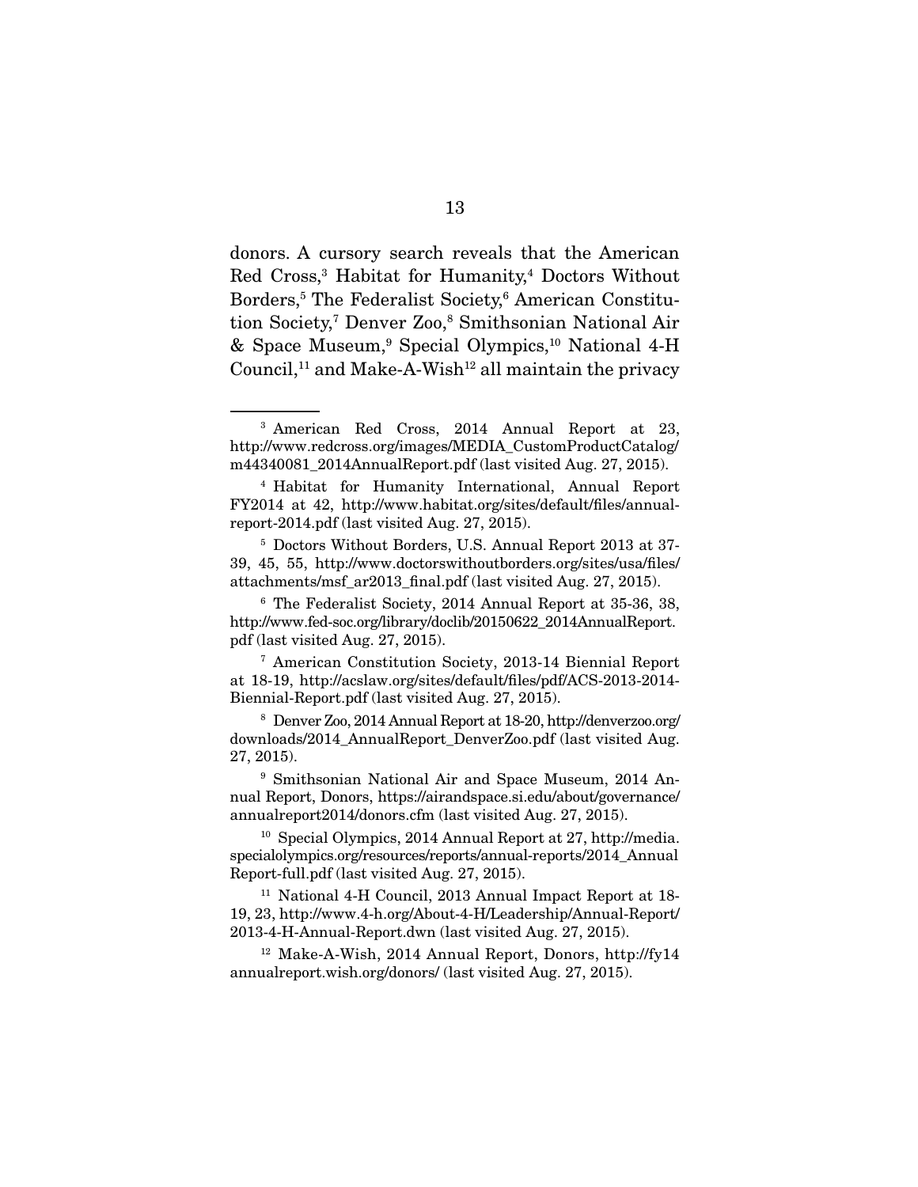donors. A cursory search reveals that the American Red Cross,[3] Habitat for Humanity,[4] Doctors Without Borders,[5] The Federalist Society,[6] American Constitution Society,[7] Denver Zoo,[8] Smithsonian National Air & Space Museum,[9] Special Olympics,[10] National 4-H Council,[11] and Make-A-Wish[12] all maintain the privacy

---

[3] American Red Cross, 2014 Annual Report at 23, http://www.redcross.org/images/MEDIA_CustomProductCatalog/m44340081_2014AnnualReport.pdf (last visited Aug. 27, 2015).

[4] Habitat for Humanity International, Annual Report FY2014 at 42, http://www.habitat.org/sites/default/files/annual-report-2014.pdf (last visited Aug. 27, 2015).

[5] Doctors Without Borders, U.S. Annual Report 2013 at 37-39, 45, 55, http://www.doctorswithoutborders.org/sites/usa/files/attachments/msf_ar2013_final.pdf (last visited Aug. 27, 2015).

[6] The Federalist Society, 2014 Annual Report at 35-36, 38, http://www.fed-soc.org/library/doclib/20150622_2014AnnualReport.pdf (last visited Aug. 27, 2015).

[7] American Constitution Society, 2013-14 Biennial Report at 18-19, http://acslaw.org/sites/default/files/pdf/ACS-2013-2014-Biennial-Report.pdf (last visited Aug. 27, 2015).

[8] Denver Zoo, 2014 Annual Report at 18-20, http://denverzoo.org/downloads/2014_AnnualReport_DenverZoo.pdf (last visited Aug. 27, 2015).

[9] Smithsonian National Air and Space Museum, 2014 Annual Report, Donors, https://airandspace.si.edu/about/governance/annualreport2014/donors.cfm (last visited Aug. 27, 2015).

[10] Special Olympics, 2014 Annual Report at 27, http://media.specialolympics.org/resources/reports/annual-reports/2014_AnnualReport-full.pdf (last visited Aug. 27, 2015).

[11] National 4-H Council, 2013 Annual Impact Report at 18-19, 23, http://www.4-h.org/About-4-H/Leadership/Annual-Report/2013-4-H-Annual-Report.dwn (last visited Aug. 27, 2015).

[12] Make-A-Wish, 2014 Annual Report, Donors, http://fy14annualreport.wish.org/donors/ (last visited Aug. 27, 2015).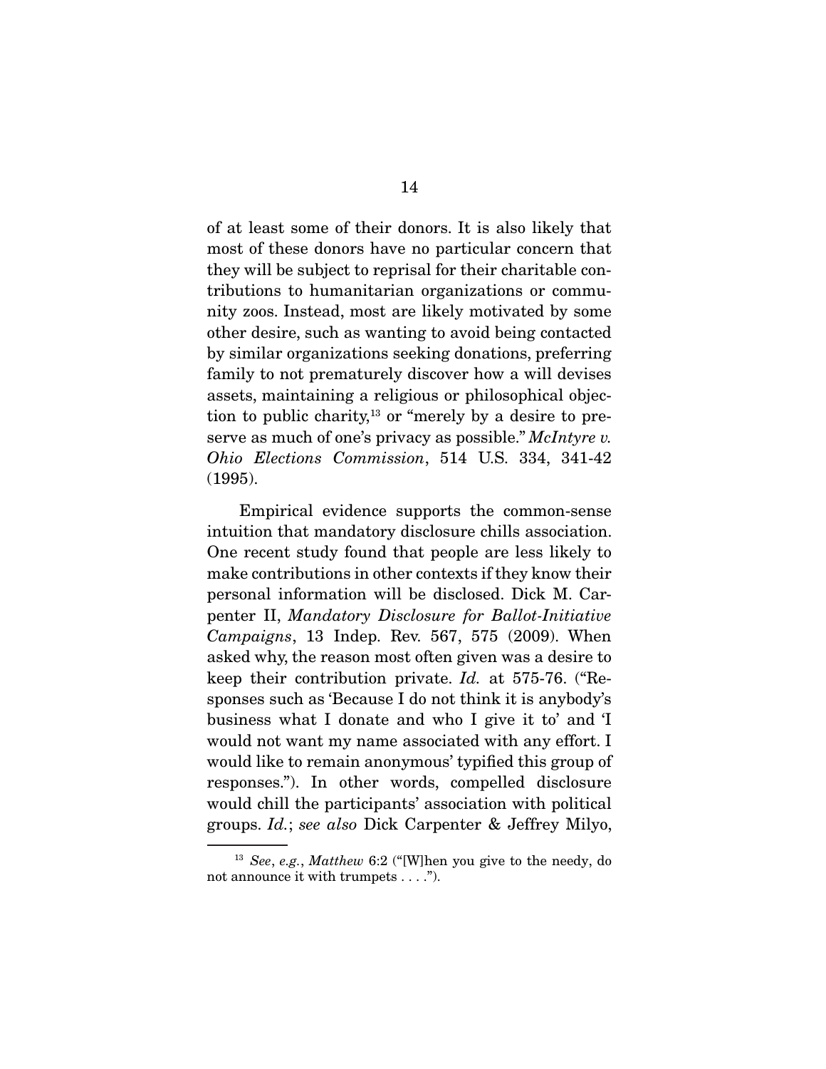of at least some of their donors. It is also likely that most of these donors have no particular concern that they will be subject to reprisal for their charitable contributions to humanitarian organizations or community zoos. Instead, most are likely motivated by some other desire, such as wanting to avoid being contacted by similar organizations seeking donations, preferring family to not prematurely discover how a will devises assets, maintaining a religious or philosophical objection to public charity,[13] or "merely by a desire to preserve as much of one's privacy as possible." *McIntyre v. Ohio Elections Commission*, 514 U.S. 334, 341-42 (1995).

Empirical evidence supports the common-sense intuition that mandatory disclosure chills association. One recent study found that people are less likely to make contributions in other contexts if they know their personal information will be disclosed. Dick M. Carpenter II, *Mandatory Disclosure for Ballot-Initiative Campaigns*, 13 Indep. Rev. 567, 575 (2009). When asked why, the reason most often given was a desire to keep their contribution private. *Id.* at 575-76. ("Responses such as 'Because I do not think it is anybody's business what I donate and who I give it to' and 'I would not want my name associated with any effort. I would like to remain anonymous' typified this group of responses."). In other words, compelled disclosure would chill the participants' association with political groups. *Id.*; *see also* Dick Carpenter & Jeffrey Milyo,

---

[13] *See*, *e.g.*, *Matthew* 6:2 ("[W]hen you give to the needy, do not announce it with trumpets . . . .").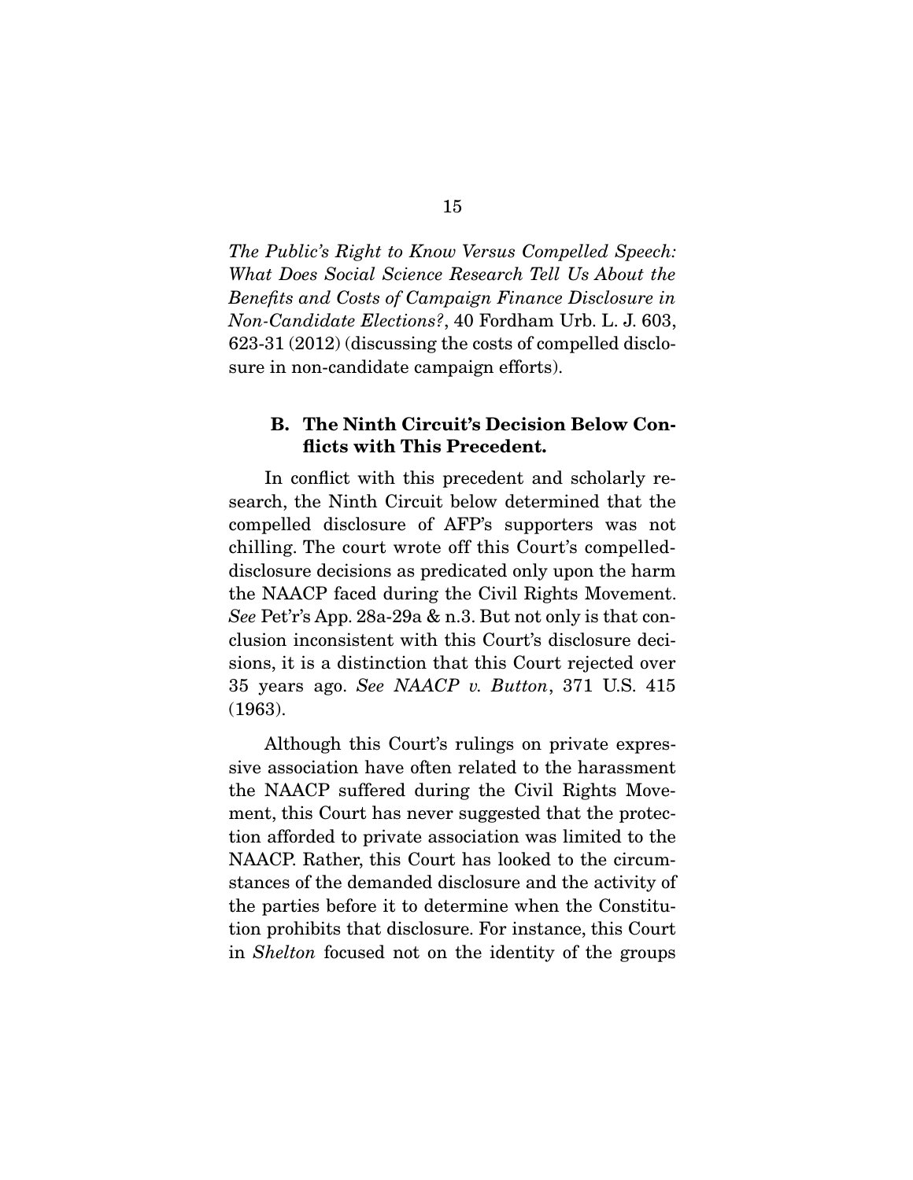*The Public's Right to Know Versus Compelled Speech: What Does Social Science Research Tell Us About the Benefits and Costs of Campaign Finance Disclosure in Non-Candidate Elections?*, 40 Fordham Urb. L. J. 603, 623-31 (2012) (discussing the costs of compelled disclosure in non-candidate campaign efforts).

### B. The Ninth Circuit's Decision Below Conflicts with This Precedent.

In conflict with this precedent and scholarly research, the Ninth Circuit below determined that the compelled disclosure of AFP's supporters was not chilling. The court wrote off this Court's compelled-disclosure decisions as predicated only upon the harm the NAACP faced during the Civil Rights Movement. *See* Pet'r's App. 28a-29a & n.3. But not only is that conclusion inconsistent with this Court's disclosure decisions, it is a distinction that this Court rejected over 35 years ago. *See NAACP v. Button*, 371 U.S. 415 (1963).

Although this Court's rulings on private expressive association have often related to the harassment the NAACP suffered during the Civil Rights Movement, this Court has never suggested that the protection afforded to private association was limited to the NAACP. Rather, this Court has looked to the circumstances of the demanded disclosure and the activity of the parties before it to determine when the Constitution prohibits that disclosure. For instance, this Court in *Shelton* focused not on the identity of the groups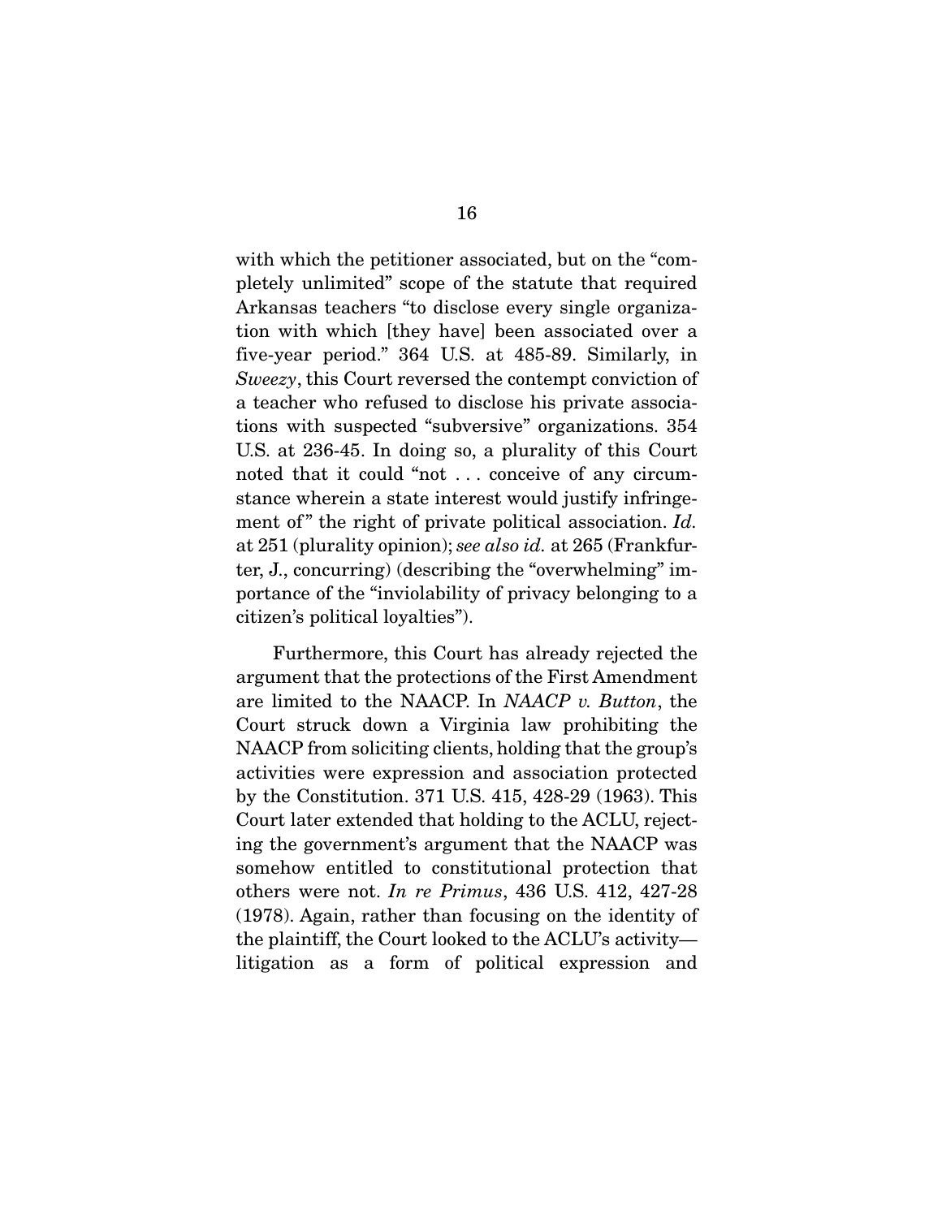with which the petitioner associated, but on the "completely unlimited" scope of the statute that required Arkansas teachers "to disclose every single organization with which [they have] been associated over a five-year period." 364 U.S. at 485-89. Similarly, in *Sweezy*, this Court reversed the contempt conviction of a teacher who refused to disclose his private associations with suspected "subversive" organizations. 354 U.S. at 236-45. In doing so, a plurality of this Court noted that it could "not . . . conceive of any circumstance wherein a state interest would justify infringement of" the right of private political association. *Id.* at 251 (plurality opinion); *see also id.* at 265 (Frankfurter, J., concurring) (describing the "overwhelming" importance of the "inviolability of privacy belonging to a citizen's political loyalties").

Furthermore, this Court has already rejected the argument that the protections of the First Amendment are limited to the NAACP. In *NAACP v. Button*, the Court struck down a Virginia law prohibiting the NAACP from soliciting clients, holding that the group's activities were expression and association protected by the Constitution. 371 U.S. 415, 428-29 (1963). This Court later extended that holding to the ACLU, rejecting the government's argument that the NAACP was somehow entitled to constitutional protection that others were not. *In re Primus*, 436 U.S. 412, 427-28 (1978). Again, rather than focusing on the identity of the plaintiff, the Court looked to the ACLU's activity—litigation as a form of political expression and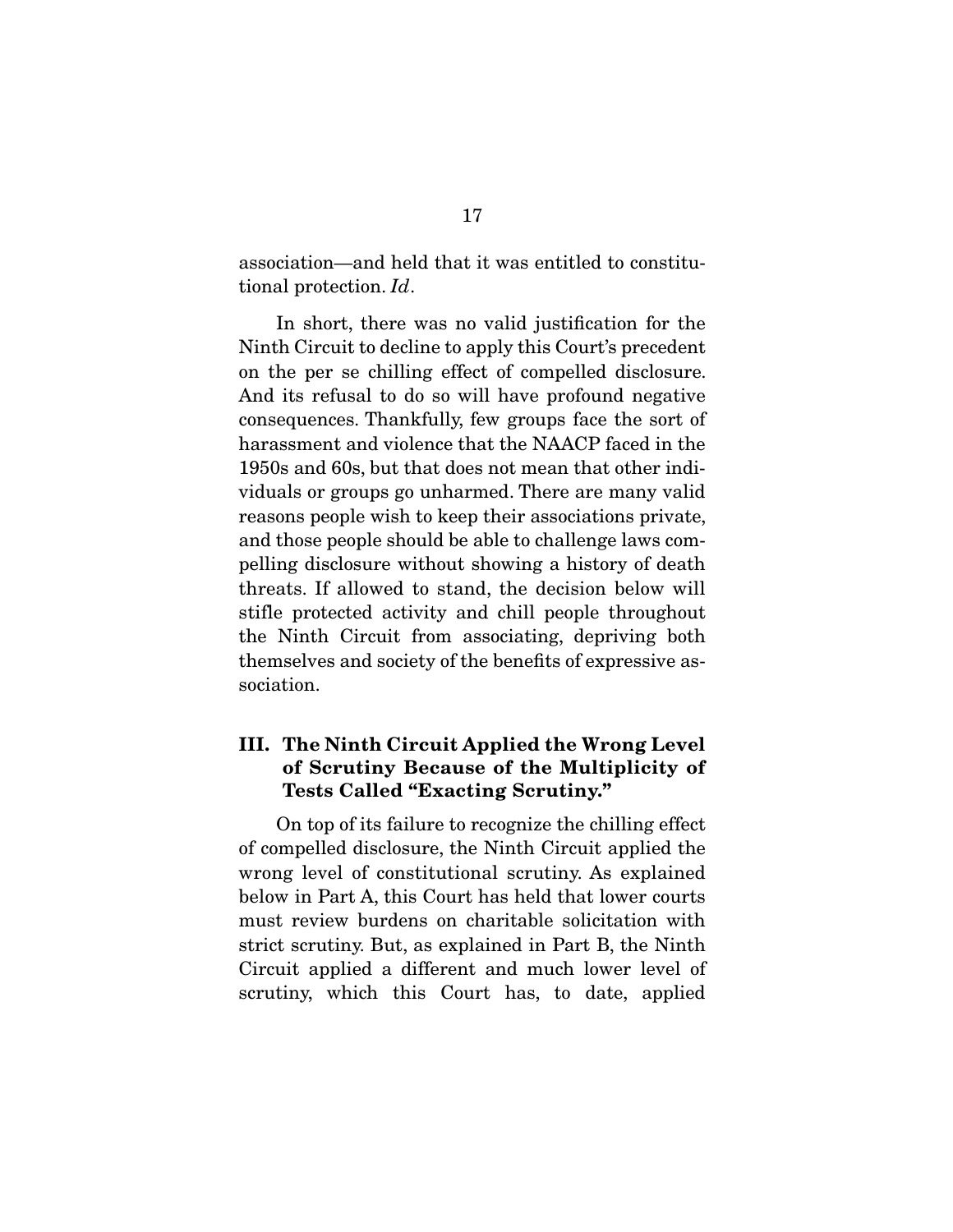association—and held that it was entitled to constitutional protection. *Id*.

In short, there was no valid justification for the Ninth Circuit to decline to apply this Court's precedent on the per se chilling effect of compelled disclosure. And its refusal to do so will have profound negative consequences. Thankfully, few groups face the sort of harassment and violence that the NAACP faced in the 1950s and 60s, but that does not mean that other individuals or groups go unharmed. There are many valid reasons people wish to keep their associations private, and those people should be able to challenge laws compelling disclosure without showing a history of death threats. If allowed to stand, the decision below will stifle protected activity and chill people throughout the Ninth Circuit from associating, depriving both themselves and society of the benefits of expressive association.

## III. The Ninth Circuit Applied the Wrong Level of Scrutiny Because of the Multiplicity of Tests Called "Exacting Scrutiny."

On top of its failure to recognize the chilling effect of compelled disclosure, the Ninth Circuit applied the wrong level of constitutional scrutiny. As explained below in Part A, this Court has held that lower courts must review burdens on charitable solicitation with strict scrutiny. But, as explained in Part B, the Ninth Circuit applied a different and much lower level of scrutiny, which this Court has, to date, applied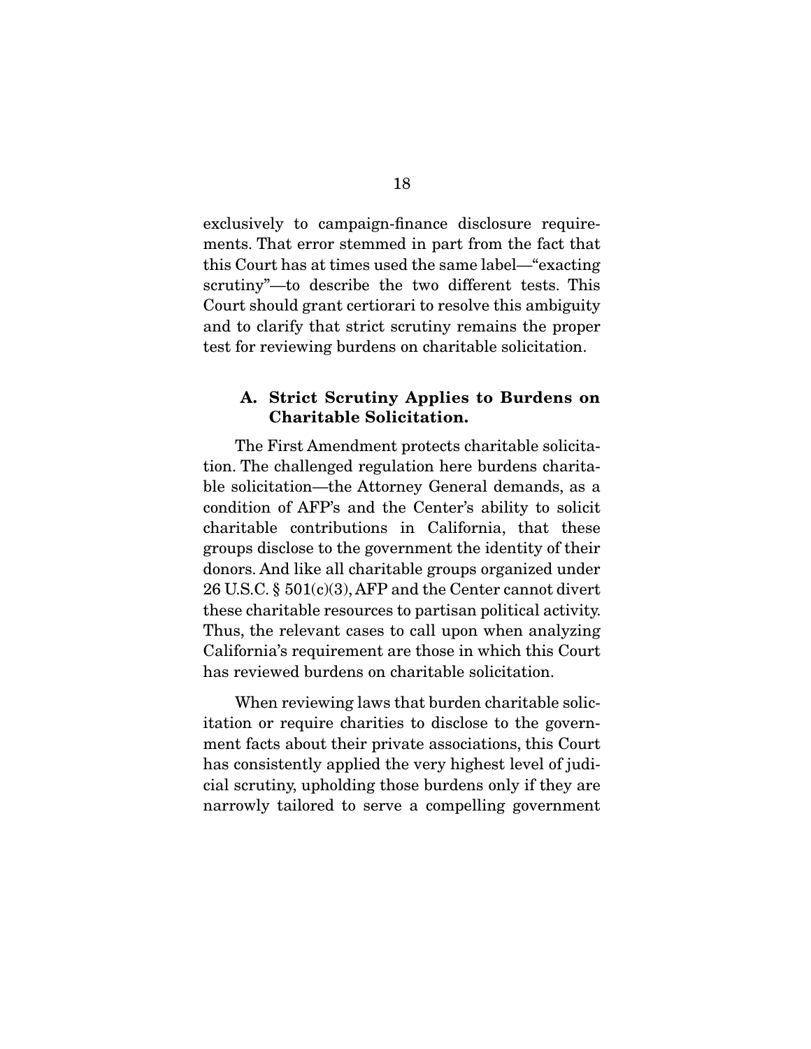exclusively to campaign-finance disclosure requirements. That error stemmed in part from the fact that this Court has at times used the same label—"exacting scrutiny"—to describe the two different tests. This Court should grant certiorari to resolve this ambiguity and to clarify that strict scrutiny remains the proper test for reviewing burdens on charitable solicitation.

### A. Strict Scrutiny Applies to Burdens on Charitable Solicitation.

The First Amendment protects charitable solicitation. The challenged regulation here burdens charitable solicitation—the Attorney General demands, as a condition of AFP's and the Center's ability to solicit charitable contributions in California, that these groups disclose to the government the identity of their donors. And like all charitable groups organized under 26 U.S.C. § 501(c)(3), AFP and the Center cannot divert these charitable resources to partisan political activity. Thus, the relevant cases to call upon when analyzing California's requirement are those in which this Court has reviewed burdens on charitable solicitation.

When reviewing laws that burden charitable solicitation or require charities to disclose to the government facts about their private associations, this Court has consistently applied the very highest level of judicial scrutiny, upholding those burdens only if they are narrowly tailored to serve a compelling government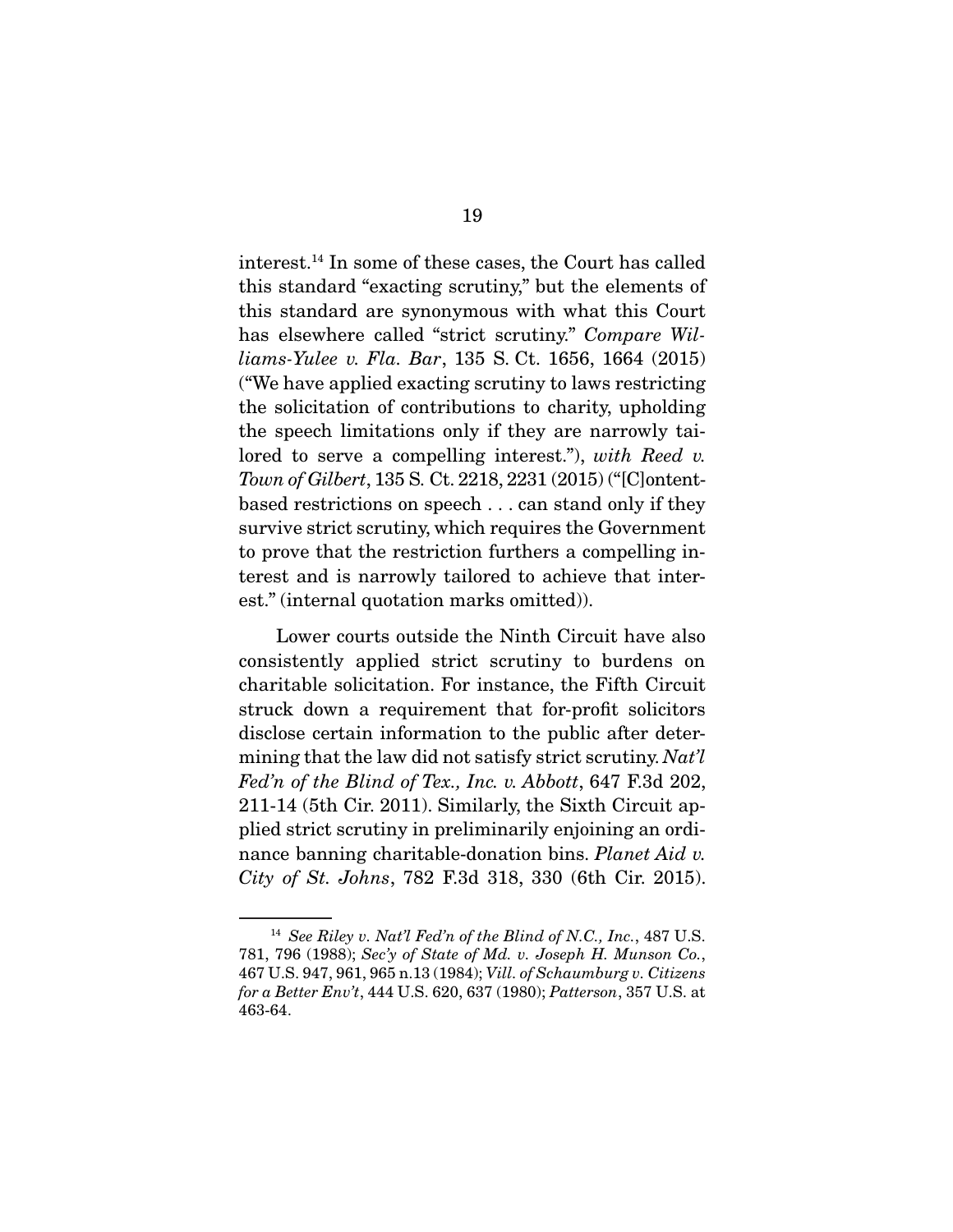interest.[14] In some of these cases, the Court has called this standard "exacting scrutiny," but the elements of this standard are synonymous with what this Court has elsewhere called "strict scrutiny." *Compare Williams-Yulee v. Fla. Bar*, 135 S. Ct. 1656, 1664 (2015) ("We have applied exacting scrutiny to laws restricting the solicitation of contributions to charity, upholding the speech limitations only if they are narrowly tailored to serve a compelling interest."), *with Reed v. Town of Gilbert*, 135 S. Ct. 2218, 2231 (2015) ("[C]ontent-based restrictions on speech . . . can stand only if they survive strict scrutiny, which requires the Government to prove that the restriction furthers a compelling interest and is narrowly tailored to achieve that interest." (internal quotation marks omitted)).

Lower courts outside the Ninth Circuit have also consistently applied strict scrutiny to burdens on charitable solicitation. For instance, the Fifth Circuit struck down a requirement that for-profit solicitors disclose certain information to the public after determining that the law did not satisfy strict scrutiny. *Nat'l Fed'n of the Blind of Tex., Inc. v. Abbott*, 647 F.3d 202, 211-14 (5th Cir. 2011). Similarly, the Sixth Circuit applied strict scrutiny in preliminarily enjoining an ordinance banning charitable-donation bins. *Planet Aid v. City of St. Johns*, 782 F.3d 318, 330 (6th Cir. 2015).

---

[14] *See Riley v. Nat'l Fed'n of the Blind of N.C., Inc.*, 487 U.S. 781, 796 (1988); *Sec'y of State of Md. v. Joseph H. Munson Co.*, 467 U.S. 947, 961, 965 n.13 (1984); *Vill. of Schaumburg v. Citizens for a Better Env't*, 444 U.S. 620, 637 (1980); *Patterson*, 357 U.S. at 463-64.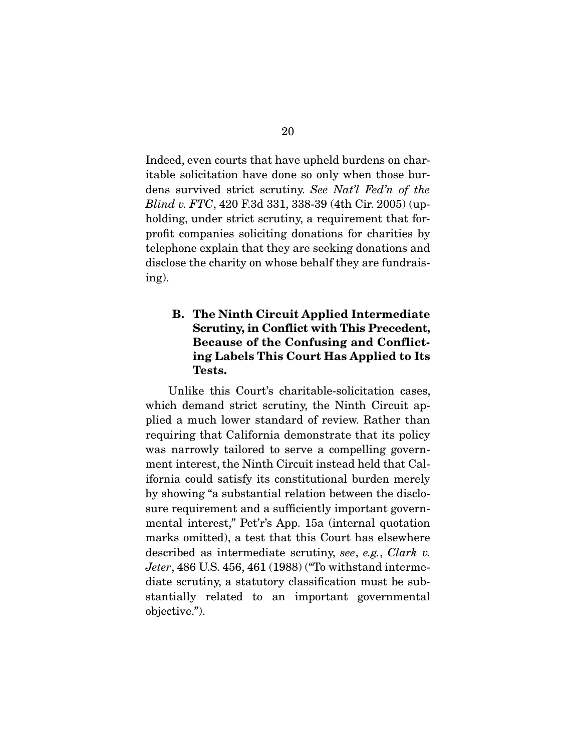Indeed, even courts that have upheld burdens on charitable solicitation have done so only when those burdens survived strict scrutiny. *See Nat'l Fed'n of the Blind v. FTC*, 420 F.3d 331, 338-39 (4th Cir. 2005) (upholding, under strict scrutiny, a requirement that for-profit companies soliciting donations for charities by telephone explain that they are seeking donations and disclose the charity on whose behalf they are fundraising).

### B. The Ninth Circuit Applied Intermediate Scrutiny, in Conflict with This Precedent, Because of the Confusing and Conflicting Labels This Court Has Applied to Its Tests.

Unlike this Court's charitable-solicitation cases, which demand strict scrutiny, the Ninth Circuit applied a much lower standard of review. Rather than requiring that California demonstrate that its policy was narrowly tailored to serve a compelling government interest, the Ninth Circuit instead held that California could satisfy its constitutional burden merely by showing "a substantial relation between the disclosure requirement and a sufficiently important governmental interest," Pet'r's App. 15a (internal quotation marks omitted), a test that this Court has elsewhere described as intermediate scrutiny, *see*, *e.g.*, *Clark v. Jeter*, 486 U.S. 456, 461 (1988) ("To withstand intermediate scrutiny, a statutory classification must be substantially related to an important governmental objective.").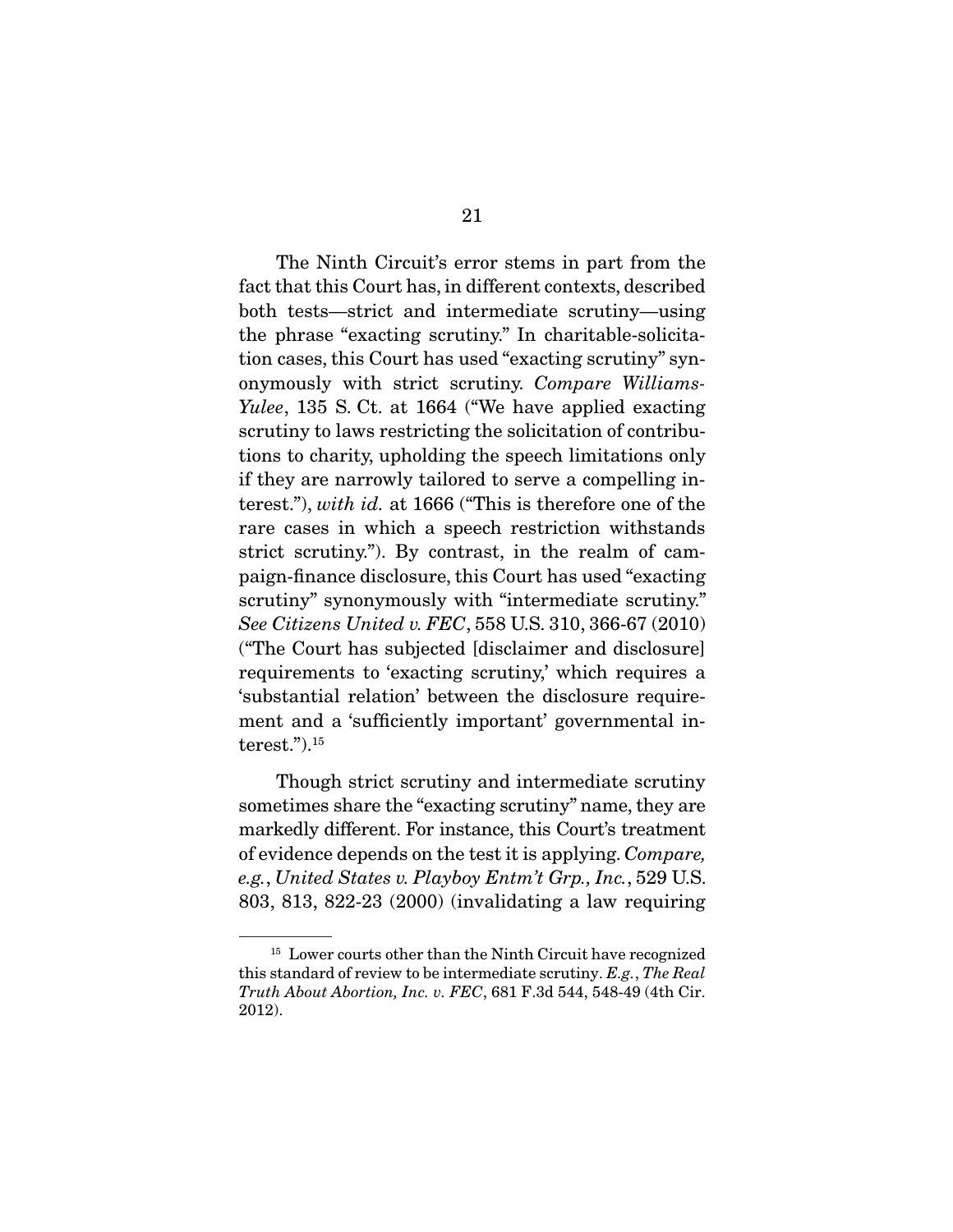The Ninth Circuit's error stems in part from the fact that this Court has, in different contexts, described both tests—strict and intermediate scrutiny—using the phrase "exacting scrutiny." In charitable-solicitation cases, this Court has used "exacting scrutiny" synonymously with strict scrutiny. *Compare Williams-Yulee*, 135 S. Ct. at 1664 ("We have applied exacting scrutiny to laws restricting the solicitation of contributions to charity, upholding the speech limitations only if they are narrowly tailored to serve a compelling interest."), *with id.* at 1666 ("This is therefore one of the rare cases in which a speech restriction withstands strict scrutiny."). By contrast, in the realm of campaign-finance disclosure, this Court has used "exacting scrutiny" synonymously with "intermediate scrutiny." *See Citizens United v. FEC*, 558 U.S. 310, 366-67 (2010) ("The Court has subjected [disclaimer and disclosure] requirements to 'exacting scrutiny,' which requires a 'substantial relation' between the disclosure requirement and a 'sufficiently important' governmental interest.").[15]

Though strict scrutiny and intermediate scrutiny sometimes share the "exacting scrutiny" name, they are markedly different. For instance, this Court's treatment of evidence depends on the test it is applying. *Compare, e.g.*, *United States v. Playboy Entm't Grp., Inc.*, 529 U.S. 803, 813, 822-23 (2000) (invalidating a law requiring

---

[15] Lower courts other than the Ninth Circuit have recognized this standard of review to be intermediate scrutiny. *E.g.*, *The Real Truth About Abortion, Inc. v. FEC*, 681 F.3d 544, 548-49 (4th Cir. 2012).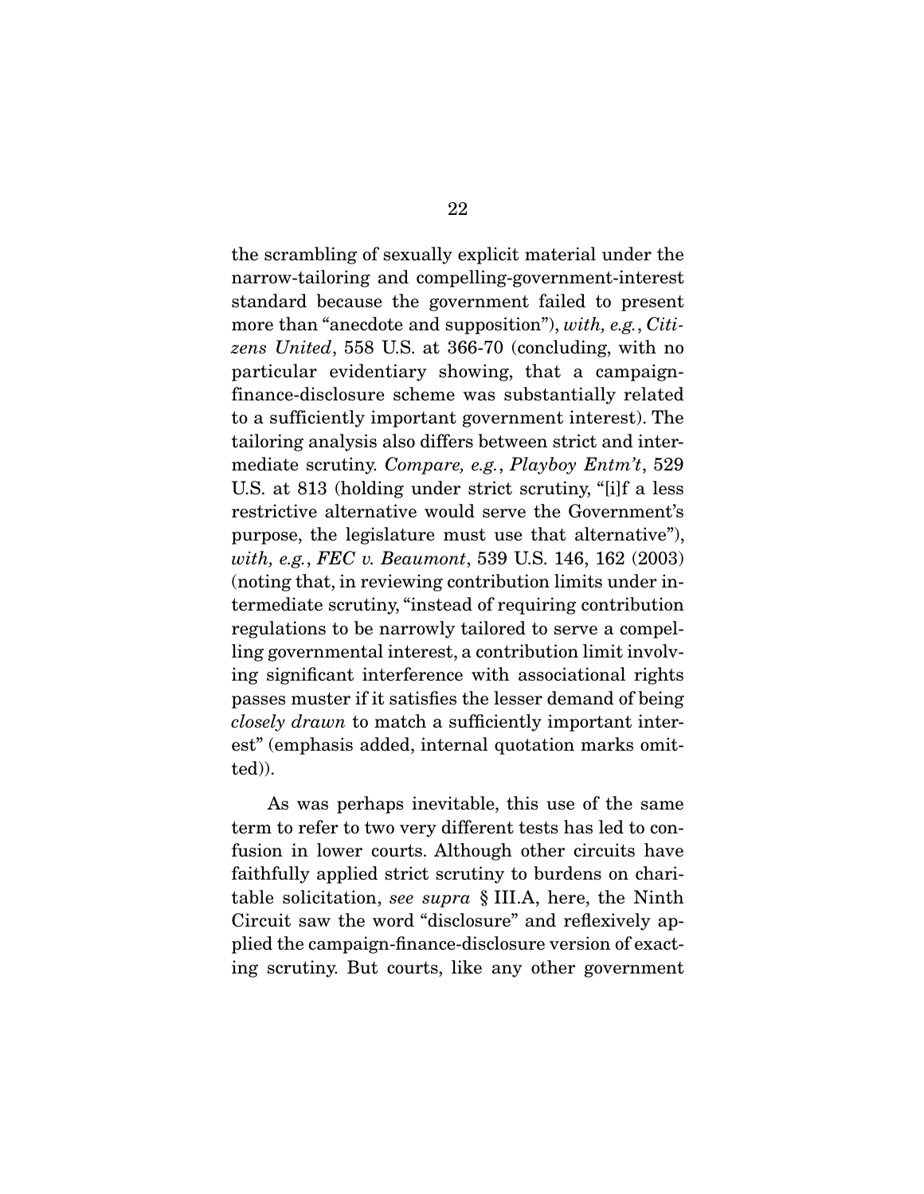the scrambling of sexually explicit material under the narrow-tailoring and compelling-government-interest standard because the government failed to present more than "anecdote and supposition"), *with, e.g.*, *Citizens United*, 558 U.S. at 366-70 (concluding, with no particular evidentiary showing, that a campaign-finance-disclosure scheme was substantially related to a sufficiently important government interest). The tailoring analysis also differs between strict and intermediate scrutiny. *Compare, e.g.*, *Playboy Entm't*, 529 U.S. at 813 (holding under strict scrutiny, "[i]f a less restrictive alternative would serve the Government's purpose, the legislature must use that alternative"), *with, e.g.*, *FEC v. Beaumont*, 539 U.S. 146, 162 (2003) (noting that, in reviewing contribution limits under intermediate scrutiny, "instead of requiring contribution regulations to be narrowly tailored to serve a compelling governmental interest, a contribution limit involving significant interference with associational rights passes muster if it satisfies the lesser demand of being *closely drawn* to match a sufficiently important interest" (emphasis added, internal quotation marks omitted)).

As was perhaps inevitable, this use of the same term to refer to two very different tests has led to confusion in lower courts. Although other circuits have faithfully applied strict scrutiny to burdens on charitable solicitation, *see supra* § III.A, here, the Ninth Circuit saw the word "disclosure" and reflexively applied the campaign-finance-disclosure version of exacting scrutiny. But courts, like any other government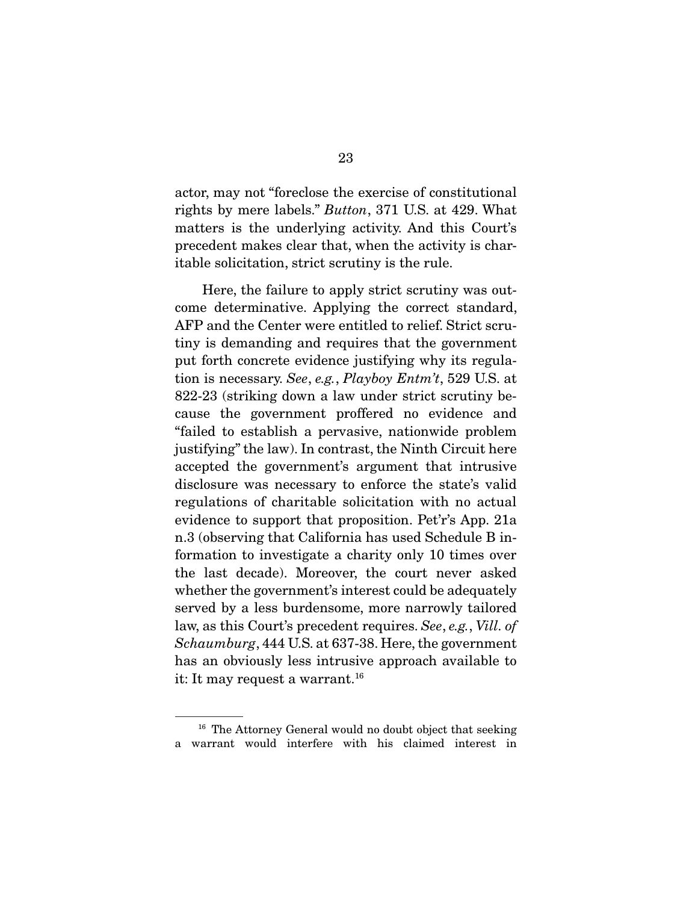actor, may not "foreclose the exercise of constitutional rights by mere labels." *Button*, 371 U.S. at 429. What matters is the underlying activity. And this Court's precedent makes clear that, when the activity is charitable solicitation, strict scrutiny is the rule.

Here, the failure to apply strict scrutiny was outcome determinative. Applying the correct standard, AFP and the Center were entitled to relief. Strict scrutiny is demanding and requires that the government put forth concrete evidence justifying why its regulation is necessary. *See, e.g.*, *Playboy Entm't*, 529 U.S. at 822-23 (striking down a law under strict scrutiny because the government proffered no evidence and "failed to establish a pervasive, nationwide problem justifying" the law). In contrast, the Ninth Circuit here accepted the government's argument that intrusive disclosure was necessary to enforce the state's valid regulations of charitable solicitation with no actual evidence to support that proposition. Pet'r's App. 21a n.3 (observing that California has used Schedule B information to investigate a charity only 10 times over the last decade). Moreover, the court never asked whether the government's interest could be adequately served by a less burdensome, more narrowly tailored law, as this Court's precedent requires. *See, e.g.*, *Vill. of Schaumburg*, 444 U.S. at 637-38. Here, the government has an obviously less intrusive approach available to it: It may request a warrant.[16]

---

[16] The Attorney General would no doubt object that seeking a warrant would interfere with his claimed interest in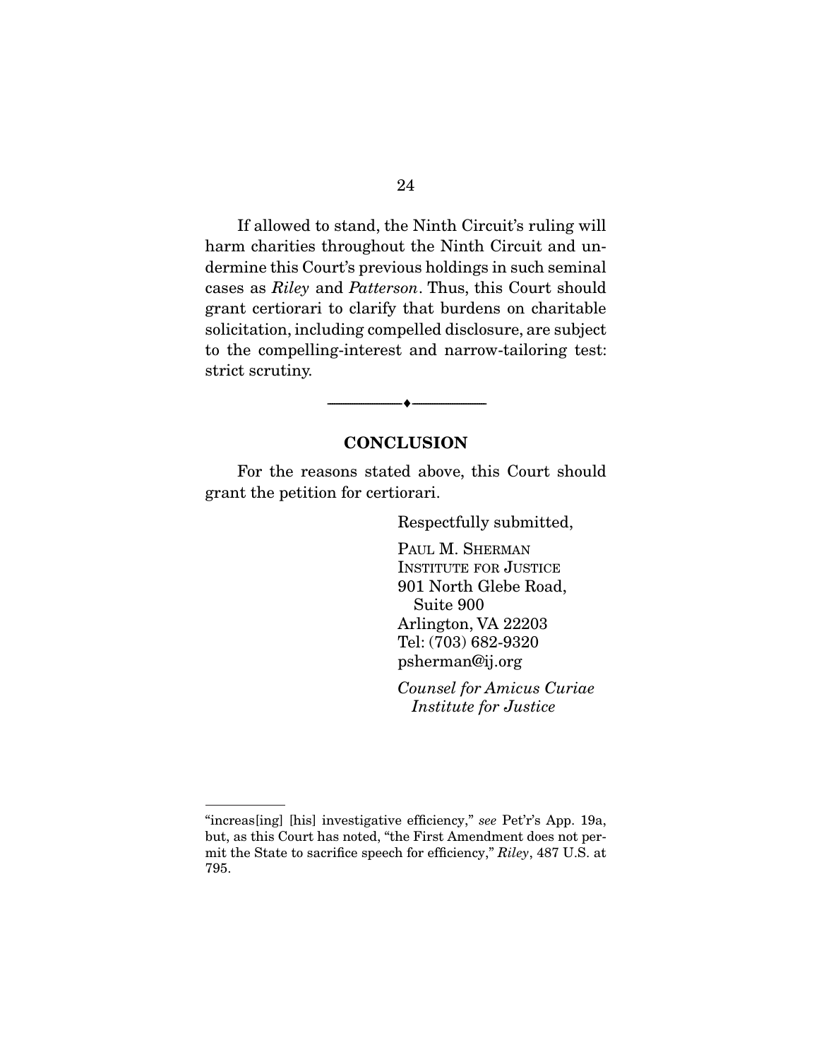If allowed to stand, the Ninth Circuit's ruling will harm charities throughout the Ninth Circuit and undermine this Court's previous holdings in such seminal cases as *Riley* and *Patterson*. Thus, this Court should grant certiorari to clarify that burdens on charitable solicitation, including compelled disclosure, are subject to the compelling-interest and narrow-tailoring test: strict scrutiny.

---

## CONCLUSION

For the reasons stated above, this Court should grant the petition for certiorari.

Respectfully submitted,

PAUL M. SHERMAN
INSTITUTE FOR JUSTICE
901 North Glebe Road,
Suite 900
Arlington, VA 22203
Tel: (703) 682-9320
psherman@ij.org

*Counsel for Amicus Curiae Institute for Justice*

---

"increas[ing] [his] investigative efficiency," *see* Pet'r's App. 19a, but, as this Court has noted, "the First Amendment does not permit the State to sacrifice speech for efficiency," *Riley*, 487 U.S. at 795.